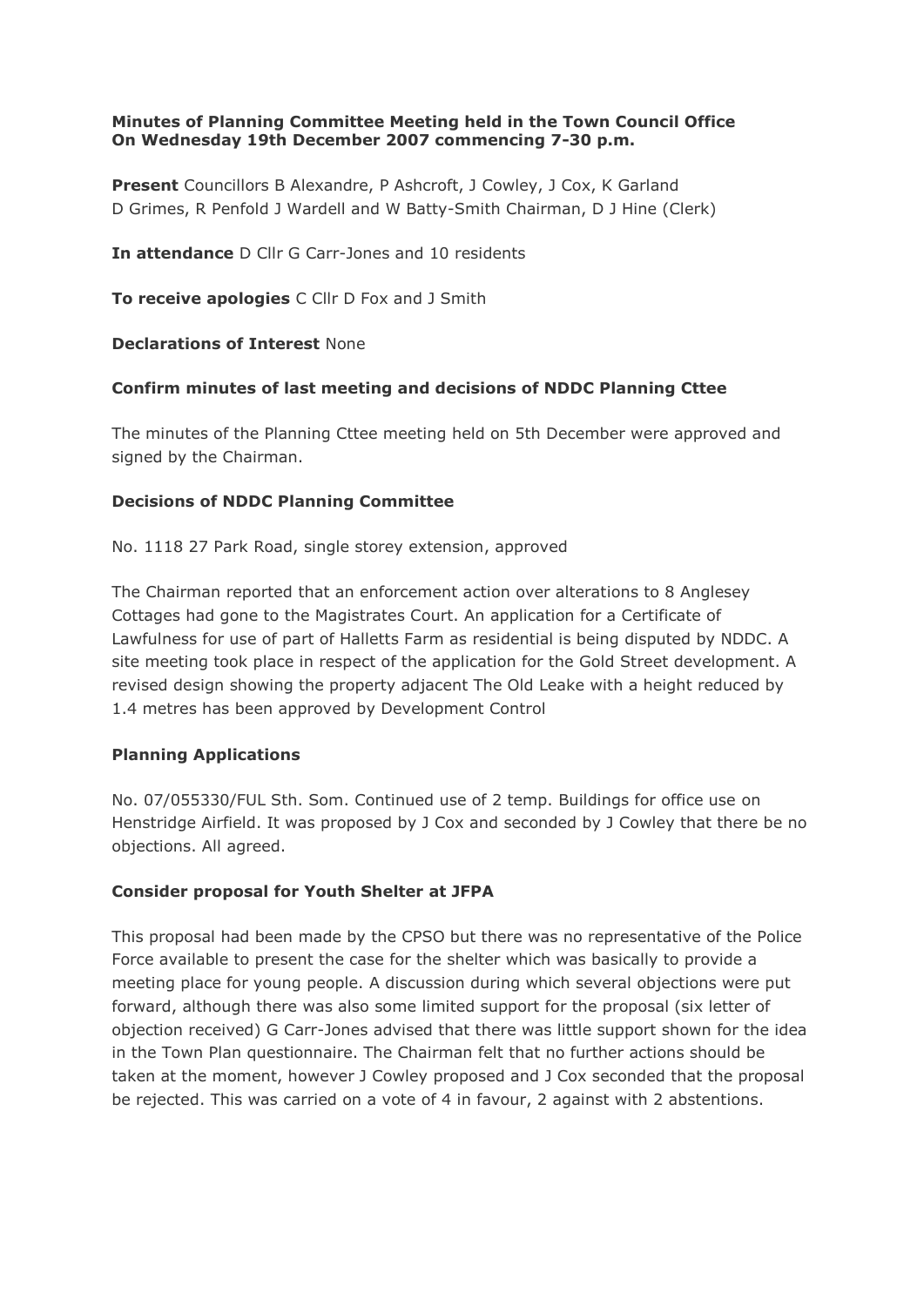**Minutes of Planning Committee Meeting held in the Town Council Office On Wednesday 19th December 2007 commencing 7-30 p.m.**

**Present** Councillors B Alexandre, P Ashcroft, J Cowley, J Cox, K Garland D Grimes, R Penfold J Wardell and W Batty-Smith Chairman, D J Hine (Clerk)

**In attendance** D Cllr G Carr-Jones and 10 residents

**To receive apologies** C Cllr D Fox and J Smith

**Declarations of Interest** None

**Confirm minutes of last meeting and decisions of NDDC Planning Cttee**

The minutes of the Planning Cttee meeting held on 5th December were approved and signed by the Chairman.

**Decisions of NDDC Planning Committee**

No. 1118 27 Park Road, single storey extension, approved

The Chairman reported that an enforcement action over alterations to 8 Anglesey Cottages had gone to the Magistrates Court. An application for a Certificate of Lawfulness for use of part of Halletts Farm as residential is being disputed by NDDC. A site meeting took place in respect of the application for the Gold Street development. A revised design showing the property adjacent The Old Leake with a height reduced by 1.4 metres has been approved by Development Control

**Planning Applications**

No. 07/055330/FUL Sth. Som. Continued use of 2 temp. Buildings for office use on Henstridge Airfield. It was proposed by J Cox and seconded by J Cowley that there be no objections. All agreed.

**Consider proposal for Youth Shelter at JFPA**

This proposal had been made by the CPSO but there was no representative of the Police Force available to present the case for the shelter which was basically to provide a meeting place for young people. A discussion during which several objections were put forward, although there was also some limited support for the proposal (six letter of objection received) G Carr-Jones advised that there was little support shown for the idea in the Town Plan questionnaire. The Chairman felt that no further actions should be taken at the moment, however J Cowley proposed and J Cox seconded that the proposal be rejected. This was carried on a vote of 4 in favour, 2 against with 2 abstentions.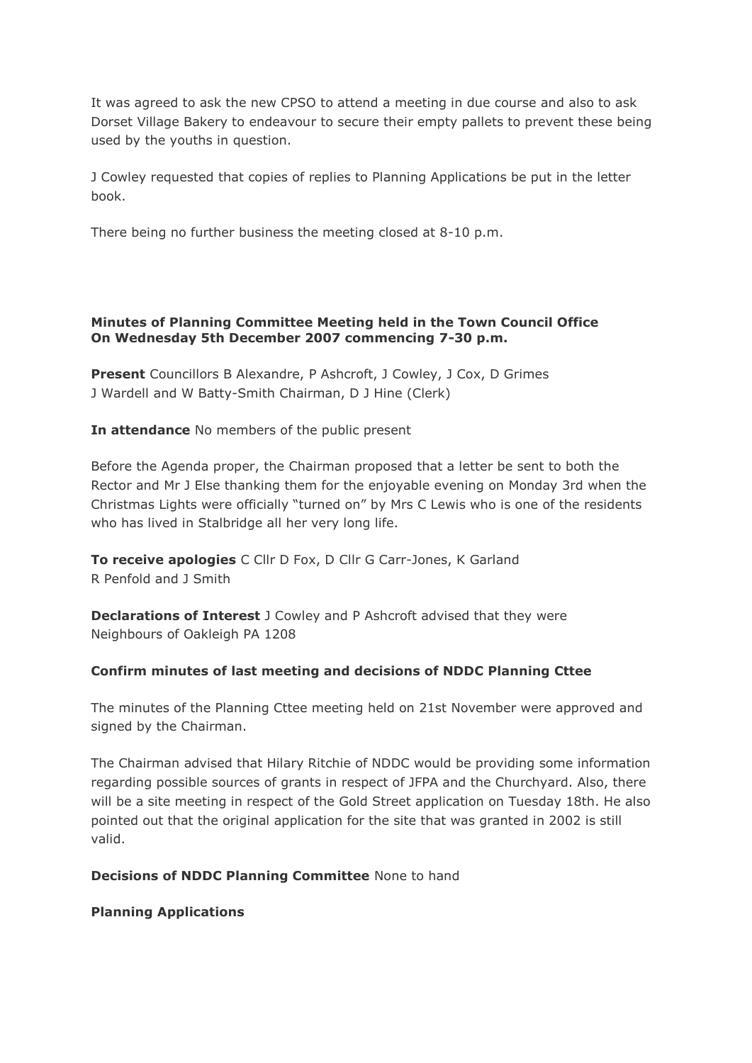It was agreed to ask the new CPSO to attend a meeting in due course and also to ask Dorset Village Bakery to endeavour to secure their empty pallets to prevent these being used by the youths in question.

J Cowley requested that copies of replies to Planning Applications be put in the letter book.

There being no further business the meeting closed at 8-10 p.m.

**Minutes of Planning Committee Meeting held in the Town Council Office On Wednesday 5th December 2007 commencing 7-30 p.m.**

**Present** Councillors B Alexandre, P Ashcroft, J Cowley, J Cox, D Grimes J Wardell and W Batty-Smith Chairman, D J Hine (Clerk)

**In attendance** No members of the public present

Before the Agenda proper, the Chairman proposed that a letter be sent to both the Rector and Mr J Else thanking them for the enjoyable evening on Monday 3rd when the Christmas Lights were officially "turned on" by Mrs C Lewis who is one of the residents who has lived in Stalbridge all her very long life.

**To receive apologies** C Cllr D Fox, D Cllr G Carr-Jones, K Garland R Penfold and J Smith

**Declarations of Interest** J Cowley and P Ashcroft advised that they were Neighbours of Oakleigh PA 1208

**Confirm minutes of last meeting and decisions of NDDC Planning Cttee**

The minutes of the Planning Cttee meeting held on 21st November were approved and signed by the Chairman.

The Chairman advised that Hilary Ritchie of NDDC would be providing some information regarding possible sources of grants in respect of JFPA and the Churchyard. Also, there will be a site meeting in respect of the Gold Street application on Tuesday 18th. He also pointed out that the original application for the site that was granted in 2002 is still valid.

**Decisions of NDDC Planning Committee** None to hand

**Planning Applications**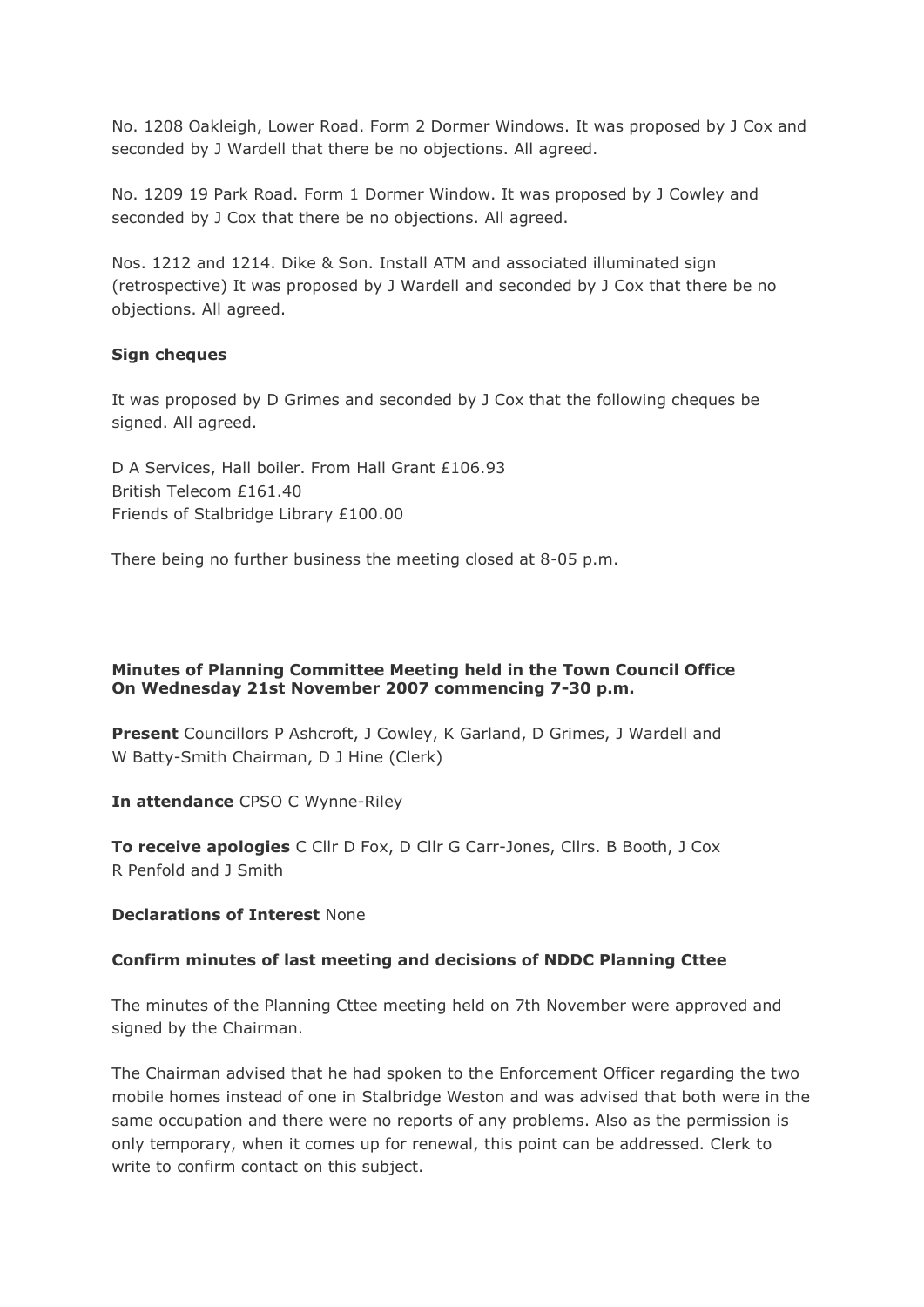No. 1208 Oakleigh, Lower Road. Form 2 Dormer Windows. It was proposed by J Cox and seconded by J Wardell that there be no objections. All agreed.

No. 1209 19 Park Road. Form 1 Dormer Window. It was proposed by J Cowley and seconded by J Cox that there be no objections. All agreed.

Nos. 1212 and 1214. Dike & Son. Install ATM and associated illuminated sign (retrospective) It was proposed by J Wardell and seconded by J Cox that there be no objections. All agreed.

**Sign cheques**

It was proposed by D Grimes and seconded by J Cox that the following cheques be signed. All agreed.

D A Services, Hall boiler. From Hall Grant £106.93
British Telecom £161.40
Friends of Stalbridge Library £100.00

There being no further business the meeting closed at 8-05 p.m.

**Minutes of Planning Committee Meeting held in the Town Council Office On Wednesday 21st November 2007 commencing 7-30 p.m.**

**Present** Councillors P Ashcroft, J Cowley, K Garland, D Grimes, J Wardell and W Batty-Smith Chairman, D J Hine (Clerk)

**In attendance** CPSO C Wynne-Riley

**To receive apologies** C Cllr D Fox, D Cllr G Carr-Jones, Cllrs. B Booth, J Cox R Penfold and J Smith

**Declarations of Interest** None

**Confirm minutes of last meeting and decisions of NDDC Planning Cttee**

The minutes of the Planning Cttee meeting held on 7th November were approved and signed by the Chairman.

The Chairman advised that he had spoken to the Enforcement Officer regarding the two mobile homes instead of one in Stalbridge Weston and was advised that both were in the same occupation and there were no reports of any problems. Also as the permission is only temporary, when it comes up for renewal, this point can be addressed. Clerk to write to confirm contact on this subject.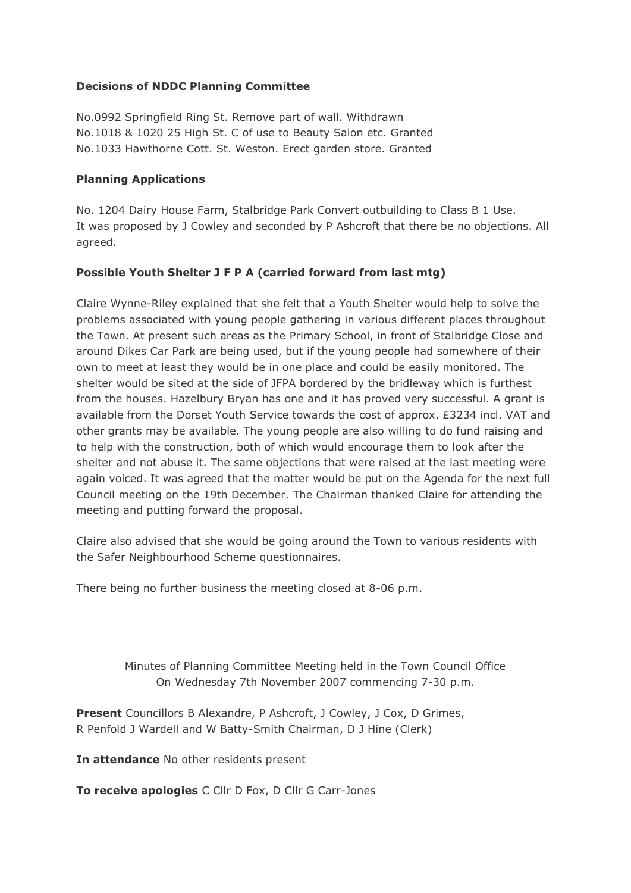**Decisions of NDDC Planning Committee**

No.0992 Springfield Ring St. Remove part of wall. Withdrawn
No.1018 & 1020 25 High St. C of use to Beauty Salon etc. Granted
No.1033 Hawthorne Cott. St. Weston. Erect garden store. Granted

**Planning Applications**

No. 1204 Dairy House Farm, Stalbridge Park Convert outbuilding to Class B 1 Use.
It was proposed by J Cowley and seconded by P Ashcroft that there be no objections. All agreed.

**Possible Youth Shelter J F P A (carried forward from last mtg)**

Claire Wynne-Riley explained that she felt that a Youth Shelter would help to solve the problems associated with young people gathering in various different places throughout the Town. At present such areas as the Primary School, in front of Stalbridge Close and around Dikes Car Park are being used, but if the young people had somewhere of their own to meet at least they would be in one place and could be easily monitored. The shelter would be sited at the side of JFPA bordered by the bridleway which is furthest from the houses. Hazelbury Bryan has one and it has proved very successful. A grant is available from the Dorset Youth Service towards the cost of approx. £3234 incl. VAT and other grants may be available. The young people are also willing to do fund raising and to help with the construction, both of which would encourage them to look after the shelter and not abuse it. The same objections that were raised at the last meeting were again voiced. It was agreed that the matter would be put on the Agenda for the next full Council meeting on the 19th December. The Chairman thanked Claire for attending the meeting and putting forward the proposal.

Claire also advised that she would be going around the Town to various residents with the Safer Neighbourhood Scheme questionnaires.

There being no further business the meeting closed at 8-06 p.m.

Minutes of Planning Committee Meeting held in the Town Council Office
On Wednesday 7th November 2007 commencing 7-30 p.m.

**Present** Councillors B Alexandre, P Ashcroft, J Cowley, J Cox, D Grimes, R Penfold J Wardell and W Batty-Smith Chairman, D J Hine (Clerk)

**In attendance** No other residents present

**To receive apologies** C Cllr D Fox, D Cllr G Carr-Jones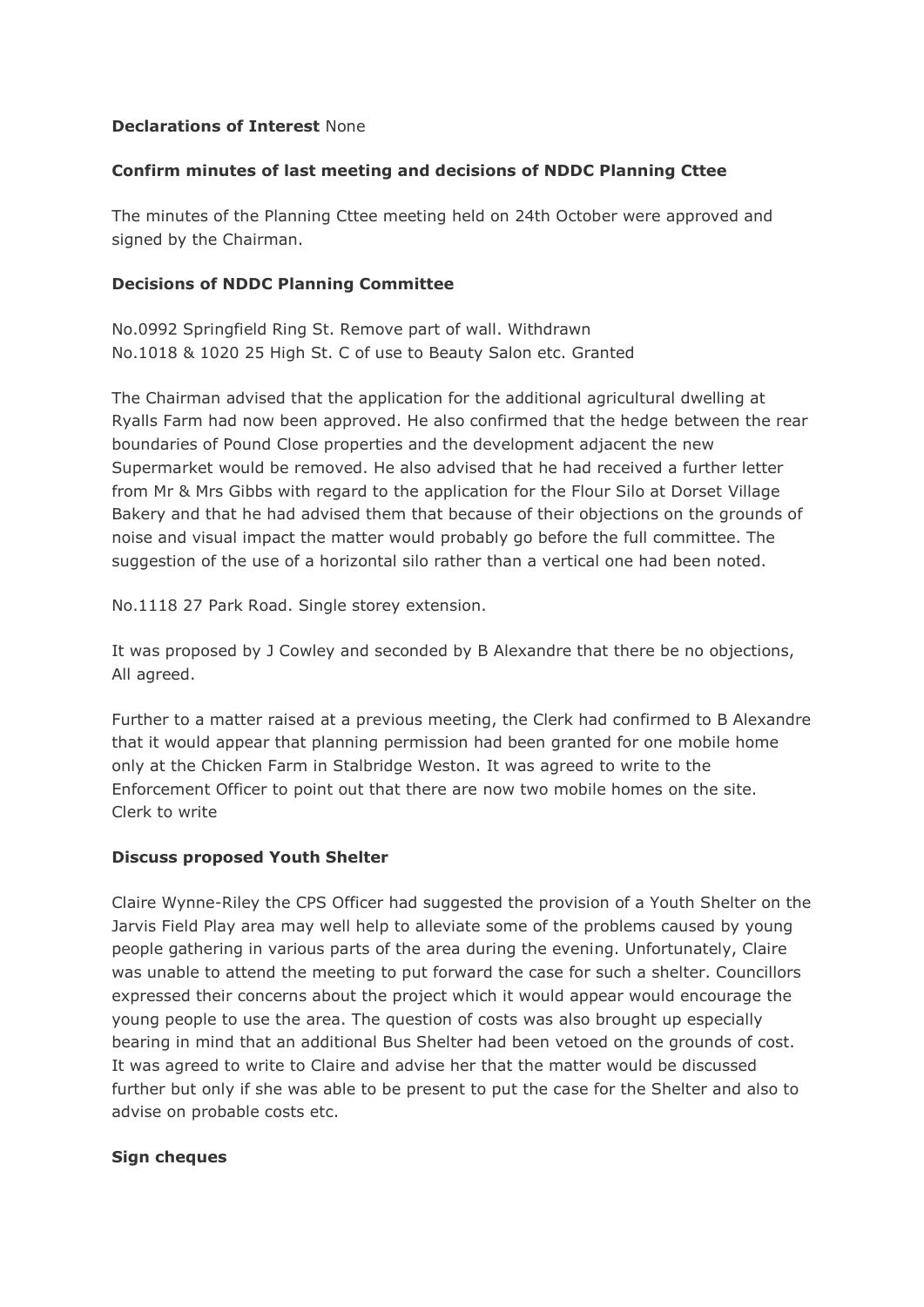**Declarations of Interest** None

**Confirm minutes of last meeting and decisions of NDDC Planning Cttee**

The minutes of the Planning Cttee meeting held on 24th October were approved and signed by the Chairman.

**Decisions of NDDC Planning Committee**

No.0992 Springfield Ring St. Remove part of wall. Withdrawn
No.1018 & 1020 25 High St. C of use to Beauty Salon etc. Granted

The Chairman advised that the application for the additional agricultural dwelling at Ryalls Farm had now been approved. He also confirmed that the hedge between the rear boundaries of Pound Close properties and the development adjacent the new Supermarket would be removed. He also advised that he had received a further letter from Mr & Mrs Gibbs with regard to the application for the Flour Silo at Dorset Village Bakery and that he had advised them that because of their objections on the grounds of noise and visual impact the matter would probably go before the full committee. The suggestion of the use of a horizontal silo rather than a vertical one had been noted.

No.1118 27 Park Road. Single storey extension.

It was proposed by J Cowley and seconded by B Alexandre that there be no objections, All agreed.

Further to a matter raised at a previous meeting, the Clerk had confirmed to B Alexandre that it would appear that planning permission had been granted for one mobile home only at the Chicken Farm in Stalbridge Weston. It was agreed to write to the Enforcement Officer to point out that there are now two mobile homes on the site.
Clerk to write

**Discuss proposed Youth Shelter**

Claire Wynne-Riley the CPS Officer had suggested the provision of a Youth Shelter on the Jarvis Field Play area may well help to alleviate some of the problems caused by young people gathering in various parts of the area during the evening. Unfortunately, Claire was unable to attend the meeting to put forward the case for such a shelter. Councillors expressed their concerns about the project which it would appear would encourage the young people to use the area. The question of costs was also brought up especially bearing in mind that an additional Bus Shelter had been vetoed on the grounds of cost. It was agreed to write to Claire and advise her that the matter would be discussed further but only if she was able to be present to put the case for the Shelter and also to advise on probable costs etc.

**Sign cheques**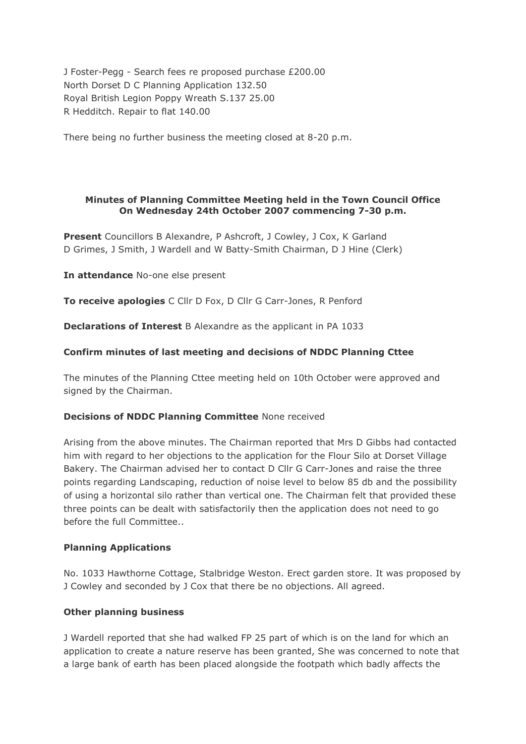J Foster-Pegg - Search fees re proposed purchase £200.00
North Dorset D C Planning Application 132.50
Royal British Legion Poppy Wreath S.137 25.00
R Hedditch. Repair to flat 140.00

There being no further business the meeting closed at 8-20 p.m.

**Minutes of Planning Committee Meeting held in the Town Council Office On Wednesday 24th October 2007 commencing 7-30 p.m.**

**Present** Councillors B Alexandre, P Ashcroft, J Cowley, J Cox, K Garland D Grimes, J Smith, J Wardell and W Batty-Smith Chairman, D J Hine (Clerk)

**In attendance** No-one else present

**To receive apologies** C Cllr D Fox, D Cllr G Carr-Jones, R Penford

**Declarations of Interest** B Alexandre as the applicant in PA 1033

**Confirm minutes of last meeting and decisions of NDDC Planning Cttee**

The minutes of the Planning Cttee meeting held on 10th October were approved and signed by the Chairman.

**Decisions of NDDC Planning Committee** None received

Arising from the above minutes. The Chairman reported that Mrs D Gibbs had contacted him with regard to her objections to the application for the Flour Silo at Dorset Village Bakery. The Chairman advised her to contact D Cllr G Carr-Jones and raise the three points regarding Landscaping, reduction of noise level to below 85 db and the possibility of using a horizontal silo rather than vertical one. The Chairman felt that provided these three points can be dealt with satisfactorily then the application does not need to go before the full Committee..

**Planning Applications**

No. 1033 Hawthorne Cottage, Stalbridge Weston. Erect garden store. It was proposed by J Cowley and seconded by J Cox that there be no objections. All agreed.

**Other planning business**

J Wardell reported that she had walked FP 25 part of which is on the land for which an application to create a nature reserve has been granted, She was concerned to note that a large bank of earth has been placed alongside the footpath which badly affects the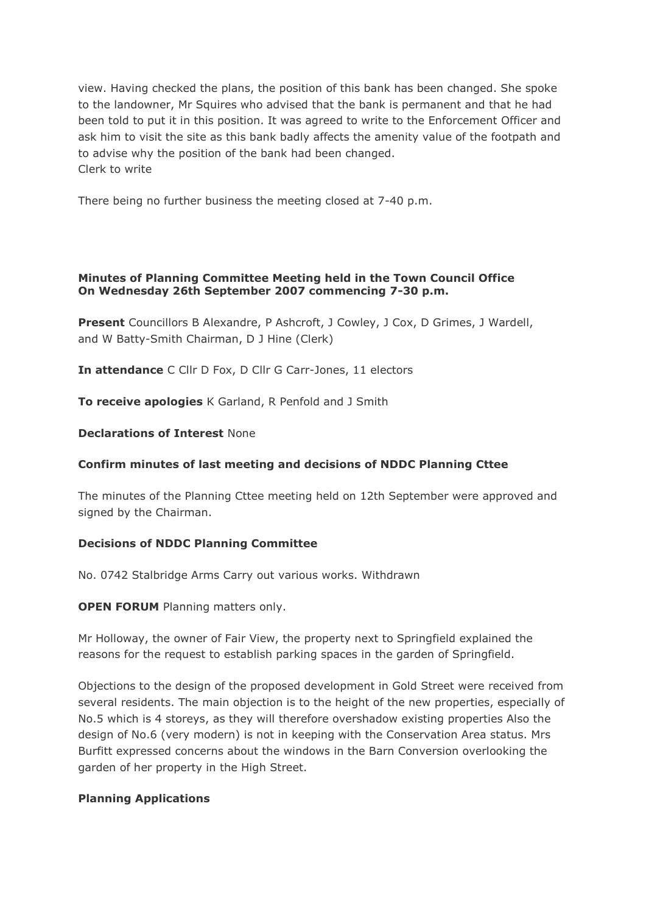view. Having checked the plans, the position of this bank has been changed. She spoke to the landowner, Mr Squires who advised that the bank is permanent and that he had been told to put it in this position. It was agreed to write to the Enforcement Officer and ask him to visit the site as this bank badly affects the amenity value of the footpath and to advise why the position of the bank had been changed.
Clerk to write

There being no further business the meeting closed at 7-40 p.m.

**Minutes of Planning Committee Meeting held in the Town Council Office On Wednesday 26th September 2007 commencing 7-30 p.m.**

**Present** Councillors B Alexandre, P Ashcroft, J Cowley, J Cox, D Grimes, J Wardell, and W Batty-Smith Chairman, D J Hine (Clerk)

**In attendance** C Cllr D Fox, D Cllr G Carr-Jones, 11 electors

**To receive apologies** K Garland, R Penfold and J Smith

**Declarations of Interest** None

**Confirm minutes of last meeting and decisions of NDDC Planning Cttee**

The minutes of the Planning Cttee meeting held on 12th September were approved and signed by the Chairman.

**Decisions of NDDC Planning Committee**

No. 0742 Stalbridge Arms Carry out various works. Withdrawn

**OPEN FORUM** Planning matters only.

Mr Holloway, the owner of Fair View, the property next to Springfield explained the reasons for the request to establish parking spaces in the garden of Springfield.

Objections to the design of the proposed development in Gold Street were received from several residents. The main objection is to the height of the new properties, especially of No.5 which is 4 storeys, as they will therefore overshadow existing properties Also the design of No.6 (very modern) is not in keeping with the Conservation Area status. Mrs Burfitt expressed concerns about the windows in the Barn Conversion overlooking the garden of her property in the High Street.

**Planning Applications**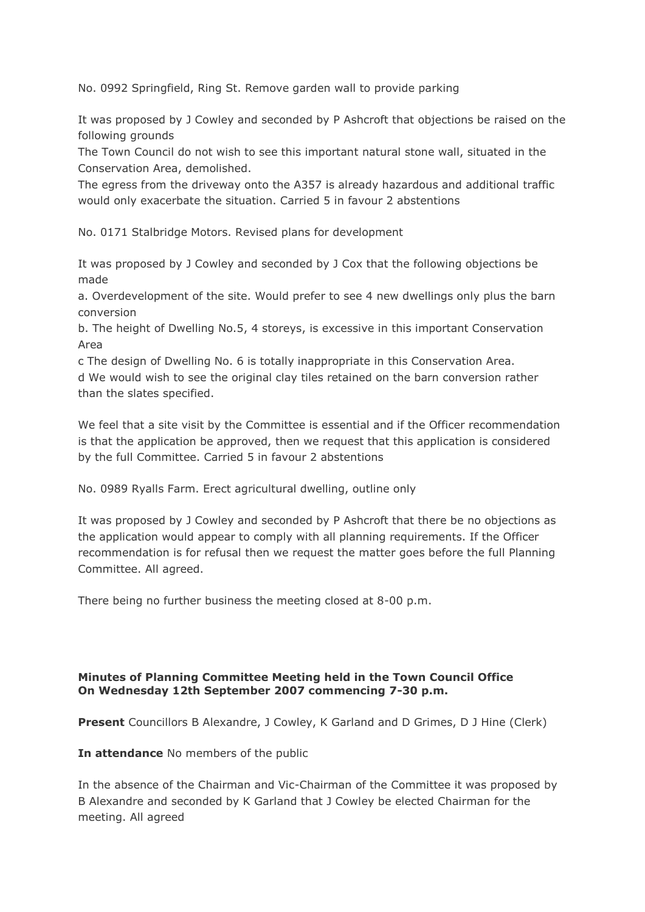No. 0992 Springfield, Ring St. Remove garden wall to provide parking

It was proposed by J Cowley and seconded by P Ashcroft that objections be raised on the following grounds
The Town Council do not wish to see this important natural stone wall, situated in the Conservation Area, demolished.
The egress from the driveway onto the A357 is already hazardous and additional traffic would only exacerbate the situation. Carried 5 in favour 2 abstentions

No. 0171 Stalbridge Motors. Revised plans for development

It was proposed by J Cowley and seconded by J Cox that the following objections be made

a. Overdevelopment of the site. Would prefer to see 4 new dwellings only plus the barn conversion
b. The height of Dwelling No.5, 4 storeys, is excessive in this important Conservation Area
c The design of Dwelling No. 6 is totally inappropriate in this Conservation Area.
d We would wish to see the original clay tiles retained on the barn conversion rather than the slates specified.

We feel that a site visit by the Committee is essential and if the Officer recommendation is that the application be approved, then we request that this application is considered by the full Committee. Carried 5 in favour 2 abstentions

No. 0989 Ryalls Farm. Erect agricultural dwelling, outline only

It was proposed by J Cowley and seconded by P Ashcroft that there be no objections as the application would appear to comply with all planning requirements. If the Officer recommendation is for refusal then we request the matter goes before the full Planning Committee. All agreed.

There being no further business the meeting closed at 8-00 p.m.

**Minutes of Planning Committee Meeting held in the Town Council Office On Wednesday 12th September 2007 commencing 7-30 p.m.**

**Present** Councillors B Alexandre, J Cowley, K Garland and D Grimes, D J Hine (Clerk)

**In attendance** No members of the public

In the absence of the Chairman and Vic-Chairman of the Committee it was proposed by B Alexandre and seconded by K Garland that J Cowley be elected Chairman for the meeting. All agreed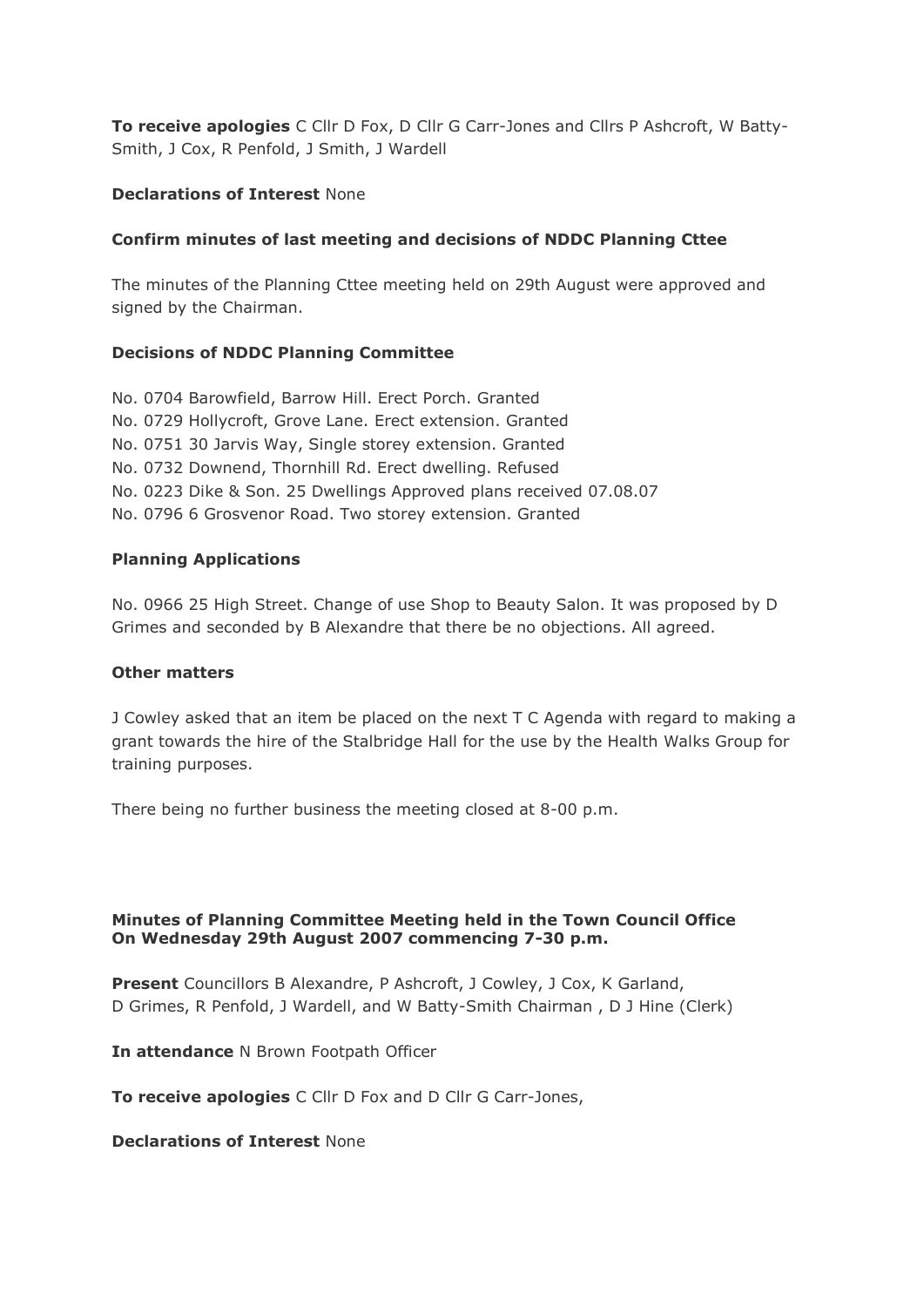**To receive apologies** C Cllr D Fox, D Cllr G Carr-Jones and Cllrs P Ashcroft, W Batty-Smith, J Cox, R Penfold, J Smith, J Wardell

**Declarations of Interest** None

**Confirm minutes of last meeting and decisions of NDDC Planning Cttee**

The minutes of the Planning Cttee meeting held on 29th August were approved and signed by the Chairman.

**Decisions of NDDC Planning Committee**

No. 0704 Barowfield, Barrow Hill. Erect Porch. Granted
No. 0729 Hollycroft, Grove Lane. Erect extension. Granted
No. 0751 30 Jarvis Way, Single storey extension. Granted
No. 0732 Downend, Thornhill Rd. Erect dwelling. Refused
No. 0223 Dike & Son. 25 Dwellings Approved plans received 07.08.07
No. 0796 6 Grosvenor Road. Two storey extension. Granted

**Planning Applications**

No. 0966 25 High Street. Change of use Shop to Beauty Salon. It was proposed by D Grimes and seconded by B Alexandre that there be no objections. All agreed.

**Other matters**

J Cowley asked that an item be placed on the next T C Agenda with regard to making a grant towards the hire of the Stalbridge Hall for the use by the Health Walks Group for training purposes.

There being no further business the meeting closed at 8-00 p.m.

**Minutes of Planning Committee Meeting held in the Town Council Office On Wednesday 29th August 2007 commencing 7-30 p.m.**

**Present** Councillors B Alexandre, P Ashcroft, J Cowley, J Cox, K Garland, D Grimes, R Penfold, J Wardell, and W Batty-Smith Chairman , D J Hine (Clerk)

**In attendance** N Brown Footpath Officer

**To receive apologies** C Cllr D Fox and D Cllr G Carr-Jones,

**Declarations of Interest** None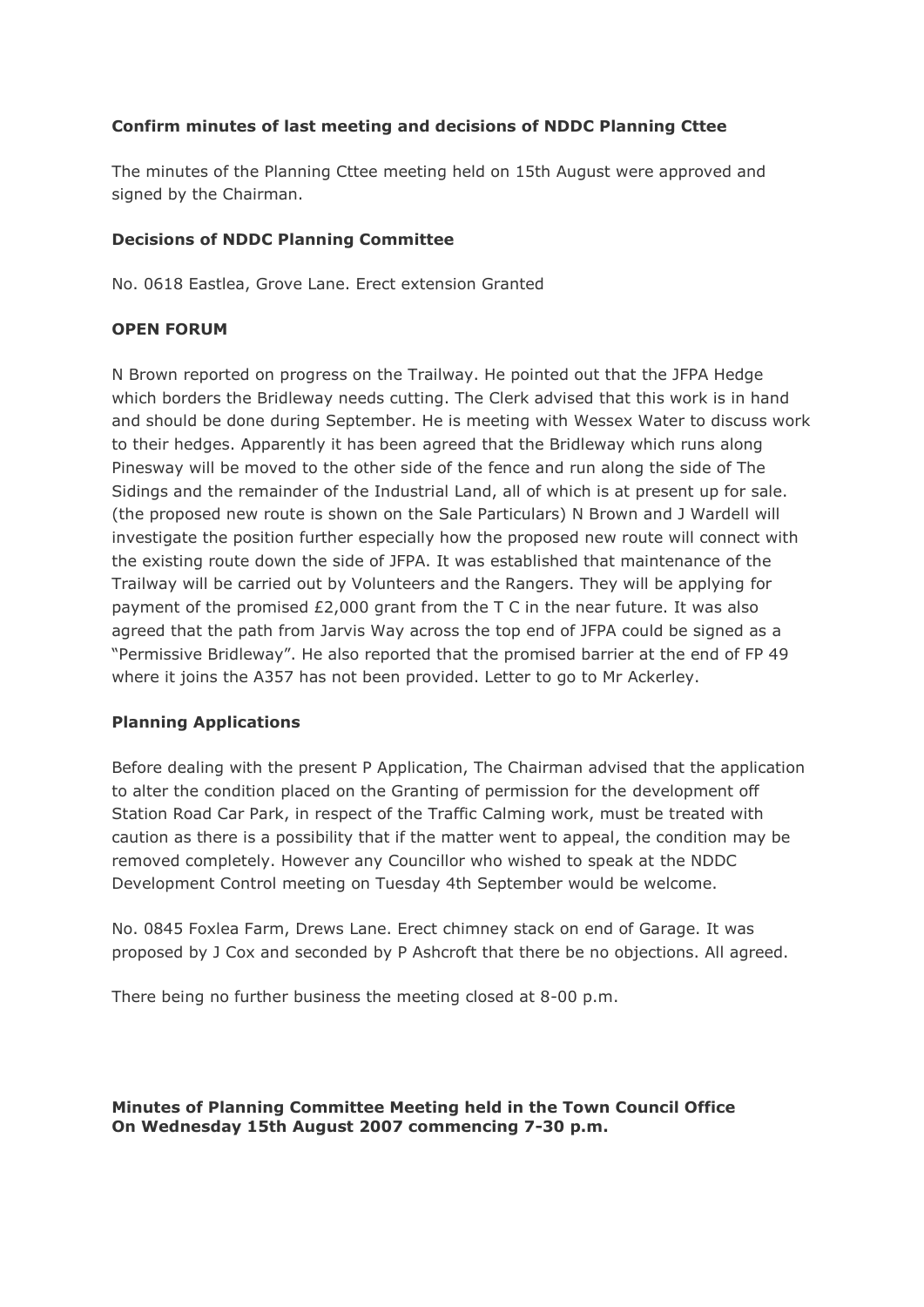**Confirm minutes of last meeting and decisions of NDDC Planning Cttee**

The minutes of the Planning Cttee meeting held on 15th August were approved and signed by the Chairman.

**Decisions of NDDC Planning Committee**

No. 0618 Eastlea, Grove Lane. Erect extension Granted

**OPEN FORUM**

N Brown reported on progress on the Trailway. He pointed out that the JFPA Hedge which borders the Bridleway needs cutting. The Clerk advised that this work is in hand and should be done during September. He is meeting with Wessex Water to discuss work to their hedges. Apparently it has been agreed that the Bridleway which runs along Pinesway will be moved to the other side of the fence and run along the side of The Sidings and the remainder of the Industrial Land, all of which is at present up for sale. (the proposed new route is shown on the Sale Particulars) N Brown and J Wardell will investigate the position further especially how the proposed new route will connect with the existing route down the side of JFPA. It was established that maintenance of the Trailway will be carried out by Volunteers and the Rangers. They will be applying for payment of the promised £2,000 grant from the T C in the near future. It was also agreed that the path from Jarvis Way across the top end of JFPA could be signed as a "Permissive Bridleway". He also reported that the promised barrier at the end of FP 49 where it joins the A357 has not been provided. Letter to go to Mr Ackerley.

**Planning Applications**

Before dealing with the present P Application, The Chairman advised that the application to alter the condition placed on the Granting of permission for the development off Station Road Car Park, in respect of the Traffic Calming work, must be treated with caution as there is a possibility that if the matter went to appeal, the condition may be removed completely. However any Councillor who wished to speak at the NDDC Development Control meeting on Tuesday 4th September would be welcome.

No. 0845 Foxlea Farm, Drews Lane. Erect chimney stack on end of Garage. It was proposed by J Cox and seconded by P Ashcroft that there be no objections. All agreed.

There being no further business the meeting closed at 8-00 p.m.

**Minutes of Planning Committee Meeting held in the Town Council Office On Wednesday 15th August 2007 commencing 7-30 p.m.**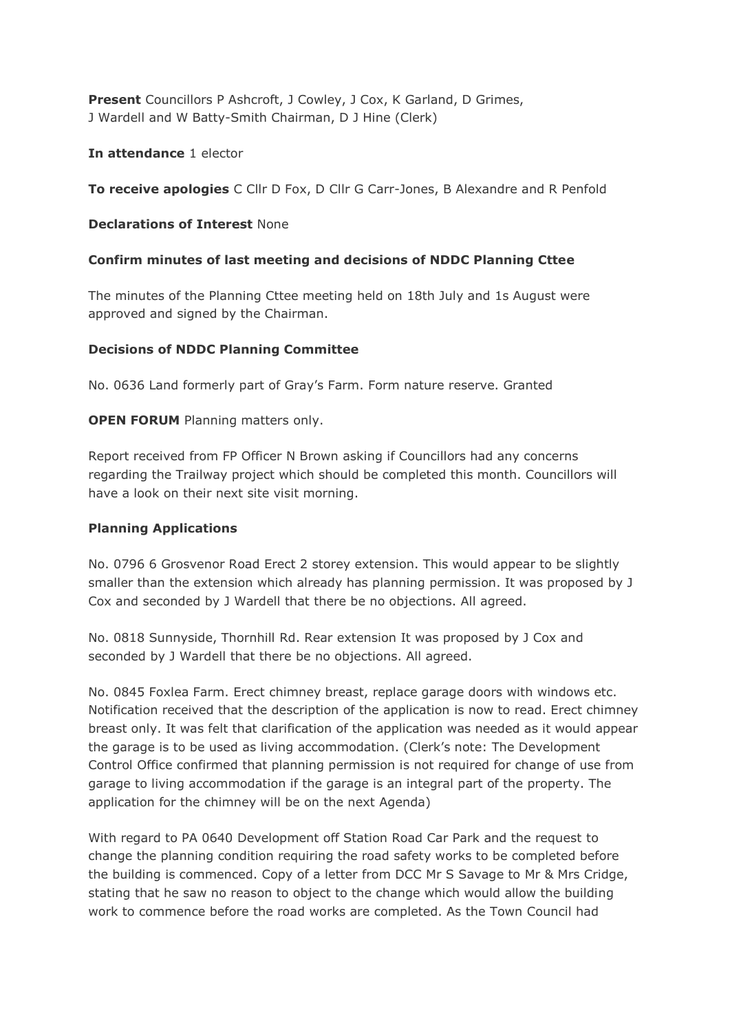**Present** Councillors P Ashcroft, J Cowley, J Cox, K Garland, D Grimes, J Wardell and W Batty-Smith Chairman, D J Hine (Clerk)

**In attendance** 1 elector

**To receive apologies** C Cllr D Fox, D Cllr G Carr-Jones, B Alexandre and R Penfold

**Declarations of Interest** None

**Confirm minutes of last meeting and decisions of NDDC Planning Cttee**

The minutes of the Planning Cttee meeting held on 18th July and 1s August were approved and signed by the Chairman.

**Decisions of NDDC Planning Committee**

No. 0636 Land formerly part of Gray's Farm. Form nature reserve. Granted

**OPEN FORUM** Planning matters only.

Report received from FP Officer N Brown asking if Councillors had any concerns regarding the Trailway project which should be completed this month. Councillors will have a look on their next site visit morning.

**Planning Applications**

No. 0796 6 Grosvenor Road Erect 2 storey extension. This would appear to be slightly smaller than the extension which already has planning permission. It was proposed by J Cox and seconded by J Wardell that there be no objections. All agreed.

No. 0818 Sunnyside, Thornhill Rd. Rear extension It was proposed by J Cox and seconded by J Wardell that there no objections. All agreed.

No. 0845 Foxlea Farm. Erect chimney breast, replace garage doors with windows etc. Notification received that the description of the application is now to read. Erect chimney breast only. It was felt that clarification of the application was needed as it would appear the garage is to be used as living accommodation. (Clerk's note: The Development Control Office confirmed that planning permission is not required for change of use from garage to living accommodation if the garage is an integral part of the property. The application for the chimney will be on the next Agenda)

With regard to PA 0640 Development off Station Road Car Park and the request to change the planning condition requiring the road safety works to be completed before the building is commenced. Copy of a letter from DCC Mr S Savage to Mr & Mrs Cridge, stating that he saw no reason to object to the change which would allow the building work to commence before the road works are completed. As the Town Council had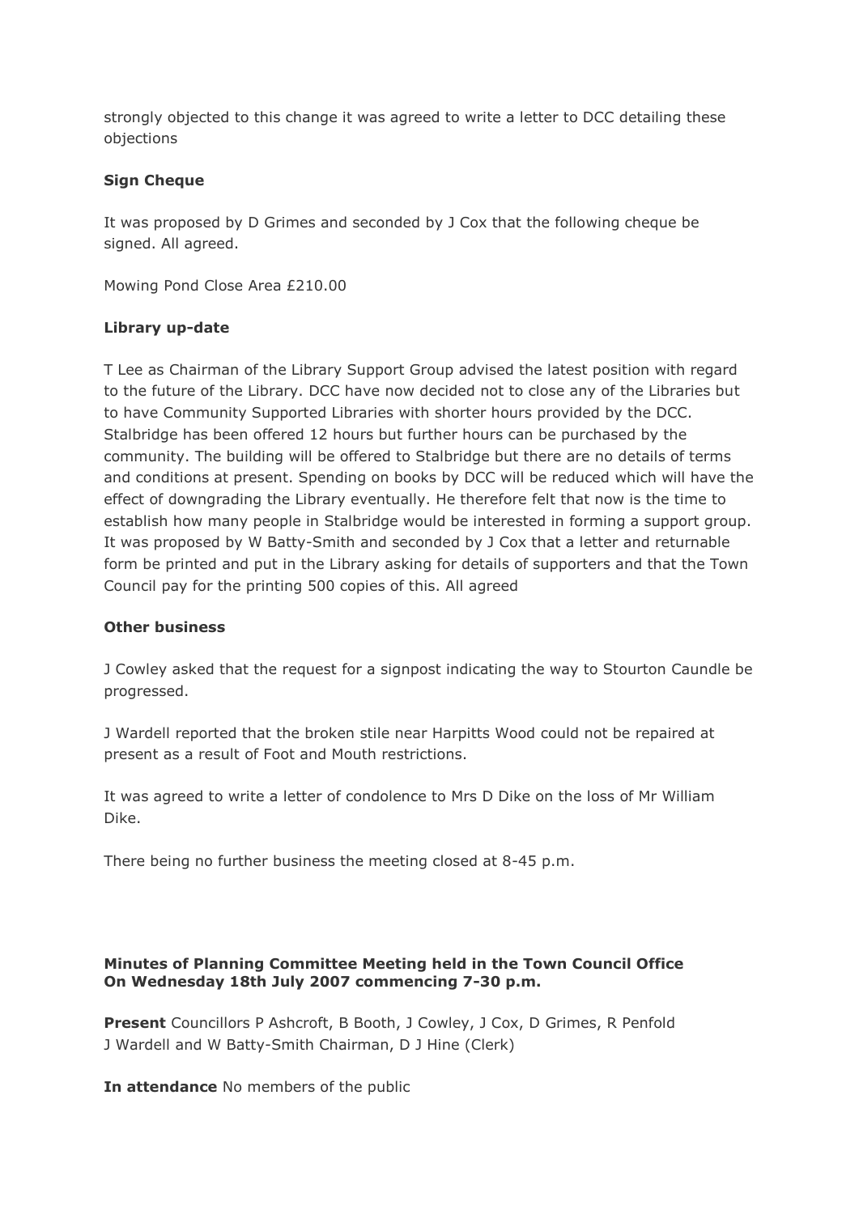strongly objected to this change it was agreed to write a letter to DCC detailing these objections

**Sign Cheque**

It was proposed by D Grimes and seconded by J Cox that the following cheque be signed. All agreed.

Mowing Pond Close Area £210.00

**Library up-date**

T Lee as Chairman of the Library Support Group advised the latest position with regard to the future of the Library. DCC have now decided not to close any of the Libraries but to have Community Supported Libraries with shorter hours provided by the DCC. Stalbridge has been offered 12 hours but further hours can be purchased by the community. The building will be offered to Stalbridge but there are no details of terms and conditions at present. Spending on books by DCC will be reduced which will have the effect of downgrading the Library eventually. He therefore felt that now is the time to establish how many people in Stalbridge would be interested in forming a support group. It was proposed by W Batty-Smith and seconded by J Cox that a letter and returnable form be printed and put in the Library asking for details of supporters and that the Town Council pay for the printing 500 copies of this. All agreed

**Other business**

J Cowley asked that the request for a signpost indicating the way to Stourton Caundle be progressed.

J Wardell reported that the broken stile near Harpitts Wood could not be repaired at present as a result of Foot and Mouth restrictions.

It was agreed to write a letter of condolence to Mrs D Dike on the loss of Mr William Dike.

There being no further business the meeting closed at 8-45 p.m.

**Minutes of Planning Committee Meeting held in the Town Council Office On Wednesday 18th July 2007 commencing 7-30 p.m.**

**Present** Councillors P Ashcroft, B Booth, J Cowley, J Cox, D Grimes, R Penfold J Wardell and W Batty-Smith Chairman, D J Hine (Clerk)

**In attendance** No members of the public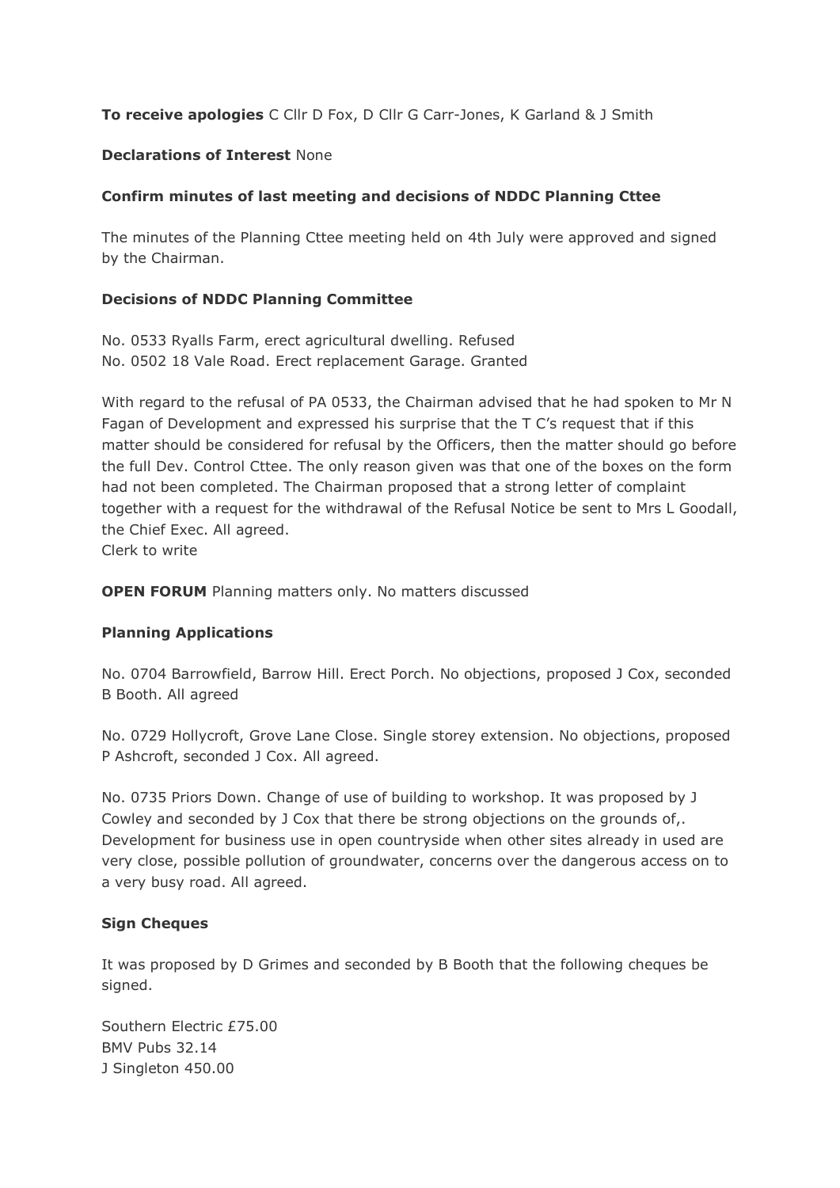**To receive apologies** C Cllr D Fox, D Cllr G Carr-Jones, K Garland & J Smith

**Declarations of Interest** None

**Confirm minutes of last meeting and decisions of NDDC Planning Cttee**

The minutes of the Planning Cttee meeting held on 4th July were approved and signed by the Chairman.

**Decisions of NDDC Planning Committee**

No. 0533 Ryalls Farm, erect agricultural dwelling. Refused
No. 0502 18 Vale Road. Erect replacement Garage. Granted

With regard to the refusal of PA 0533, the Chairman advised that he had spoken to Mr N Fagan of Development and expressed his surprise that the T C's request that if this matter should be considered for refusal by the Officers, then the matter should go before the full Dev. Control Cttee. The only reason given was that one of the boxes on the form had not been completed. The Chairman proposed that a strong letter of complaint together with a request for the withdrawal of the Refusal Notice be sent to Mrs L Goodall, the Chief Exec. All agreed.
Clerk to write

**OPEN FORUM** Planning matters only. No matters discussed

**Planning Applications**

No. 0704 Barrowfield, Barrow Hill. Erect Porch. No objections, proposed J Cox, seconded B Booth. All agreed

No. 0729 Hollycroft, Grove Lane Close. Single storey extension. No objections, proposed P Ashcroft, seconded J Cox. All agreed.

No. 0735 Priors Down. Change of use of building to workshop. It was proposed by J Cowley and seconded by J Cox that there be strong objections on the grounds of,. Development for business use in open countryside when other sites already in used are very close, possible pollution of groundwater, concerns over the dangerous access on to a very busy road. All agreed.

**Sign Cheques**

It was proposed by D Grimes and seconded by B Booth that the following cheques be signed.

Southern Electric £75.00
BMV Pubs 32.14
J Singleton 450.00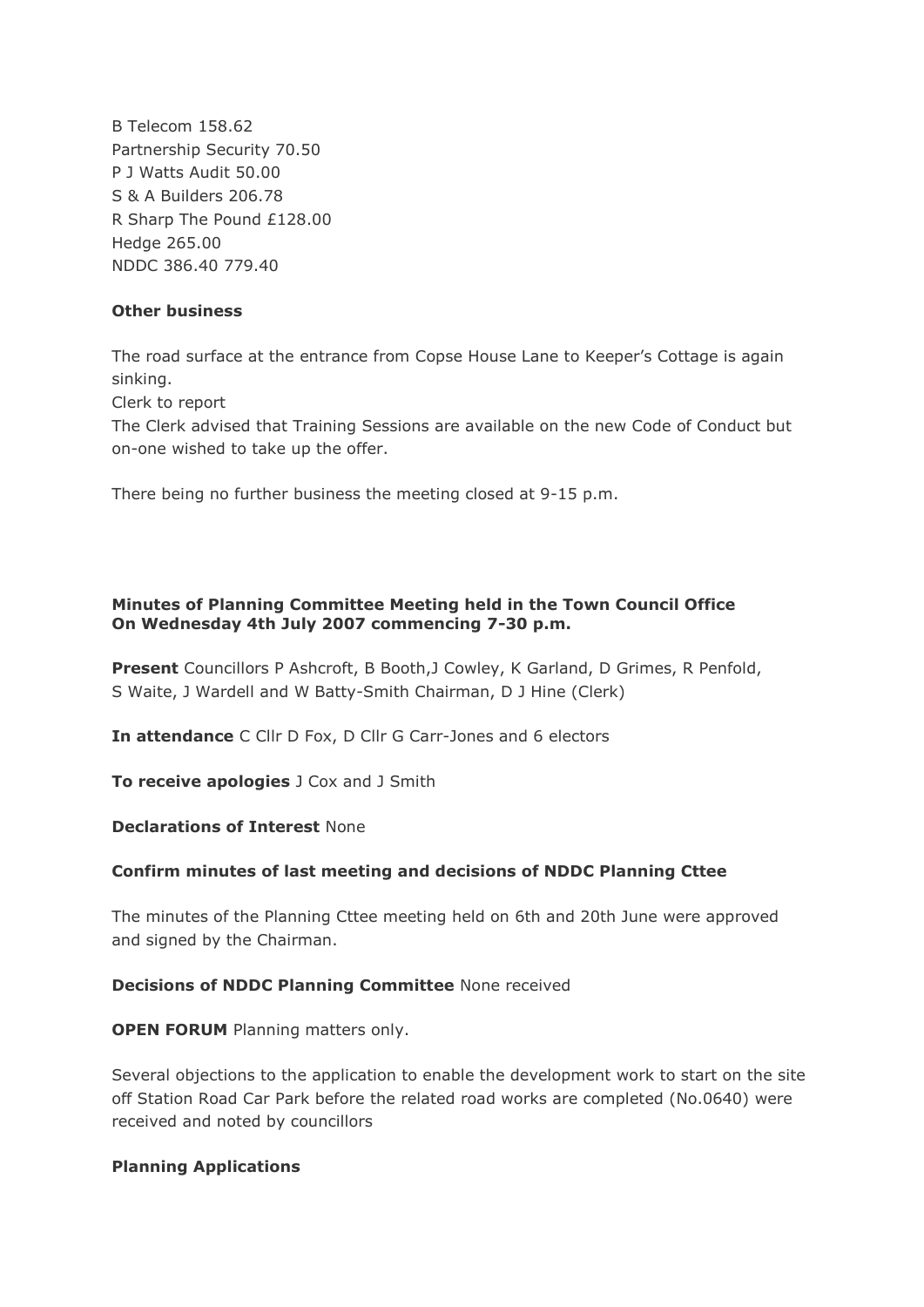B Telecom 158.62
Partnership Security 70.50
P J Watts Audit 50.00
S & A Builders 206.78
R Sharp The Pound £128.00
Hedge 265.00
NDDC 386.40 779.40

**Other business**

The road surface at the entrance from Copse House Lane to Keeper's Cottage is again sinking.
Clerk to report
The Clerk advised that Training Sessions are available on the new Code of Conduct but on-one wished to take up the offer.

There being no further business the meeting closed at 9-15 p.m.

**Minutes of Planning Committee Meeting held in the Town Council Office On Wednesday 4th July 2007 commencing 7-30 p.m.**

**Present** Councillors P Ashcroft, B Booth,J Cowley, K Garland, D Grimes, R Penfold, S Waite, J Wardell and W Batty-Smith Chairman, D J Hine (Clerk)

**In attendance** C Cllr D Fox, D Cllr G Carr-Jones and 6 electors

**To receive apologies** J Cox and J Smith

**Declarations of Interest** None

**Confirm minutes of last meeting and decisions of NDDC Planning Cttee**

The minutes of the Planning Cttee meeting held on 6th and 20th June were approved and signed by the Chairman.

**Decisions of NDDC Planning Committee** None received

**OPEN FORUM** Planning matters only.

Several objections to the application to enable the development work to start on the site off Station Road Car Park before the related road works are completed (No.0640) were received and noted by councillors

**Planning Applications**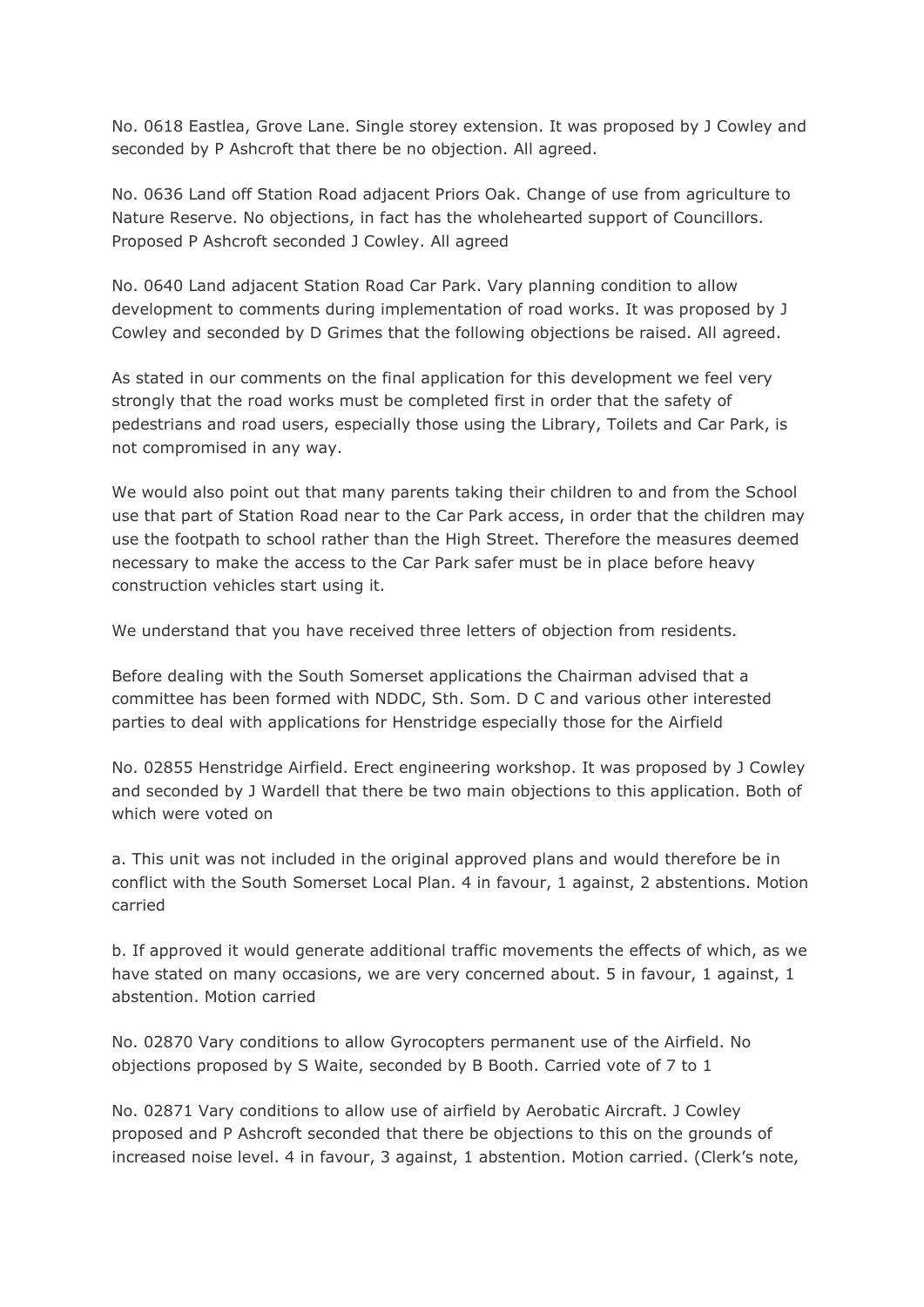No. 0618 Eastlea, Grove Lane. Single storey extension. It was proposed by J Cowley and seconded by P Ashcroft that there be no objection. All agreed.

No. 0636 Land off Station Road adjacent Priors Oak. Change of use from agriculture to Nature Reserve. No objections, in fact has the wholehearted support of Councillors. Proposed P Ashcroft seconded J Cowley. All agreed

No. 0640 Land adjacent Station Road Car Park. Vary planning condition to allow development to comments during implementation of road works. It was proposed by J Cowley and seconded by D Grimes that the following objections be raised. All agreed.

As stated in our comments on the final application for this development we feel very strongly that the road works must be completed first in order that the safety of pedestrians and road users, especially those using the Library, Toilets and Car Park, is not compromised in any way.

We would also point out that many parents taking their children to and from the School use that part of Station Road near to the Car Park access, in order that the children may use the footpath to school rather than the High Street. Therefore the measures deemed necessary to make the access to the Car Park safer must be in place before heavy construction vehicles start using it.

We understand that you have received three letters of objection from residents.

Before dealing with the South Somerset applications the Chairman advised that a committee has been formed with NDDC, Sth. Som. D C and various other interested parties to deal with applications for Henstridge especially those for the Airfield

No. 02855 Henstridge Airfield. Erect engineering workshop. It was proposed by J Cowley and seconded by J Wardell that there be two main objections to this application. Both of which were voted on

a. This unit was not included in the original approved plans and would therefore be in conflict with the South Somerset Local Plan. 4 in favour, 1 against, 2 abstentions. Motion carried

b. If approved it would generate additional traffic movements the effects of which, as we have stated on many occasions, we are very concerned about. 5 in favour, 1 against, 1 abstention. Motion carried

No. 02870 Vary conditions to allow Gyrocopters permanent use of the Airfield. No objections proposed by S Waite, seconded by B Booth. Carried vote of 7 to 1

No. 02871 Vary conditions to allow use of airfield by Aerobatic Aircraft. J Cowley proposed and P Ashcroft seconded that there be objections to this on the grounds of increased noise level. 4 in favour, 3 against, 1 abstention. Motion carried. (Clerk's note,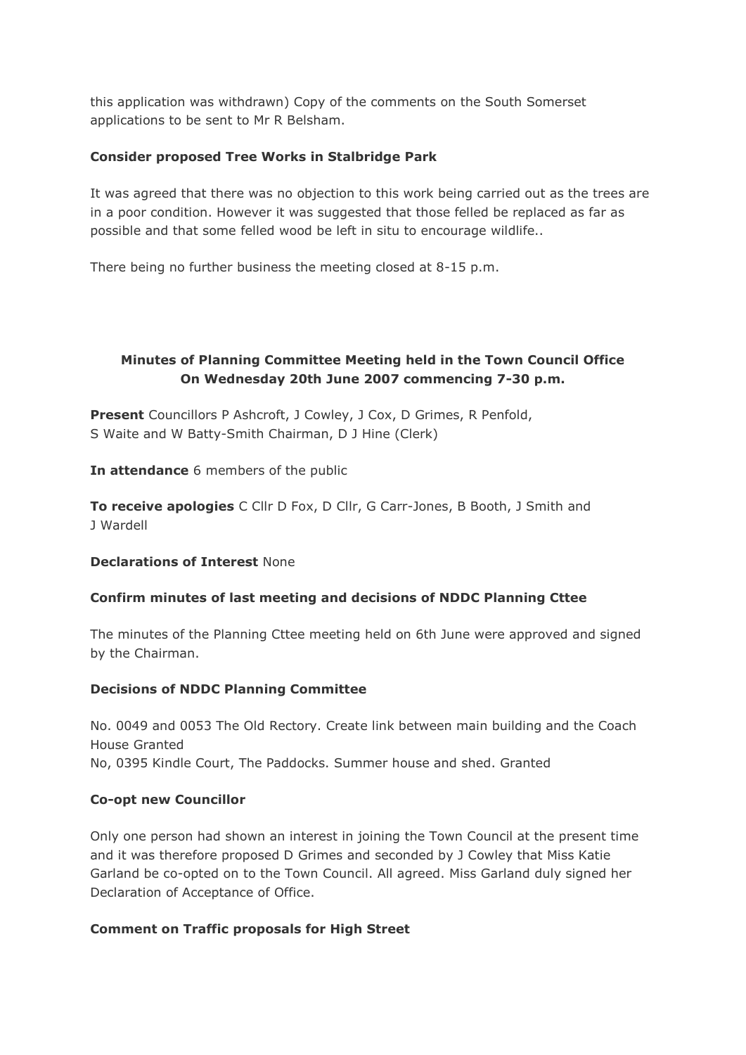this application was withdrawn) Copy of the comments on the South Somerset applications to be sent to Mr R Belsham.

**Consider proposed Tree Works in Stalbridge Park**

It was agreed that there was no objection to this work being carried out as the trees are in a poor condition. However it was suggested that those felled be replaced as far as possible and that some felled wood be left in situ to encourage wildlife..

There being no further business the meeting closed at 8-15 p.m.

## Minutes of Planning Committee Meeting held in the Town Council Office On Wednesday 20th June 2007 commencing 7-30 p.m.

**Present** Councillors P Ashcroft, J Cowley, J Cox, D Grimes, R Penfold, S Waite and W Batty-Smith Chairman, D J Hine (Clerk)

**In attendance** 6 members of the public

**To receive apologies** C Cllr D Fox, D Cllr, G Carr-Jones, B Booth, J Smith and J Wardell

**Declarations of Interest** None

**Confirm minutes of last meeting and decisions of NDDC Planning Cttee**

The minutes of the Planning Cttee meeting held on 6th June were approved and signed by the Chairman.

**Decisions of NDDC Planning Committee**

No. 0049 and 0053 The Old Rectory. Create link between main building and the Coach House Granted
No, 0395 Kindle Court, The Paddocks. Summer house and shed. Granted

**Co-opt new Councillor**

Only one person had shown an interest in joining the Town Council at the present time and it was therefore proposed D Grimes and seconded by J Cowley that Miss Katie Garland be co-opted on to the Town Council. All agreed. Miss Garland duly signed her Declaration of Acceptance of Office.

**Comment on Traffic proposals for High Street**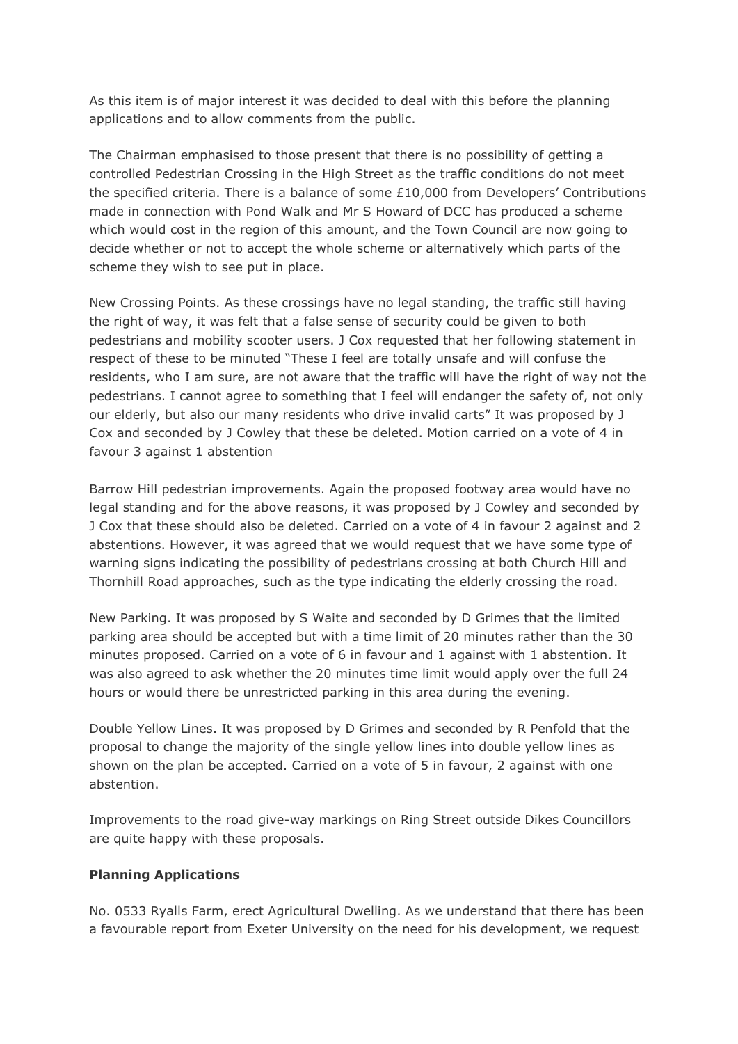As this item is of major interest it was decided to deal with this before the planning applications and to allow comments from the public.

The Chairman emphasised to those present that there is no possibility of getting a controlled Pedestrian Crossing in the High Street as the traffic conditions do not meet the specified criteria. There is a balance of some £10,000 from Developers' Contributions made in connection with Pond Walk and Mr S Howard of DCC has produced a scheme which would cost in the region of this amount, and the Town Council are now going to decide whether or not to accept the whole scheme or alternatively which parts of the scheme they wish to see put in place.

New Crossing Points. As these crossings have no legal standing, the traffic still having the right of way, it was felt that a false sense of security could be given to both pedestrians and mobility scooter users. J Cox requested that her following statement in respect of these to be minuted "These I feel are totally unsafe and will confuse the residents, who I am sure, are not aware that the traffic will have the right of way not the pedestrians. I cannot agree to something that I feel will endanger the safety of, not only our elderly, but also our many residents who drive invalid carts" It was proposed by J Cox and seconded by J Cowley that these be deleted. Motion carried on a vote of 4 in favour 3 against 1 abstention

Barrow Hill pedestrian improvements. Again the proposed footway area would have no legal standing and for the above reasons, it was proposed by J Cowley and seconded by J Cox that these should also be deleted. Carried on a vote of 4 in favour 2 against and 2 abstentions. However, it was agreed that we would request that we have some type of warning signs indicating the possibility of pedestrians crossing at both Church Hill and Thornhill Road approaches, such as the type indicating the elderly crossing the road.

New Parking. It was proposed by S Waite and seconded by D Grimes that the limited parking area should be accepted but with a time limit of 20 minutes rather than the 30 minutes proposed. Carried on a vote of 6 in favour and 1 against with 1 abstention. It was also agreed to ask whether the 20 minutes time limit would apply over the full 24 hours or would there be unrestricted parking in this area during the evening.

Double Yellow Lines. It was proposed by D Grimes and seconded by R Penfold that the proposal to change the majority of the single yellow lines into double yellow lines as shown on the plan be accepted. Carried on a vote of 5 in favour, 2 against with one abstention.

Improvements to the road give-way markings on Ring Street outside Dikes Councillors are quite happy with these proposals.

**Planning Applications**

No. 0533 Ryalls Farm, erect Agricultural Dwelling. As we understand that there has been a favourable report from Exeter University on the need for his development, we request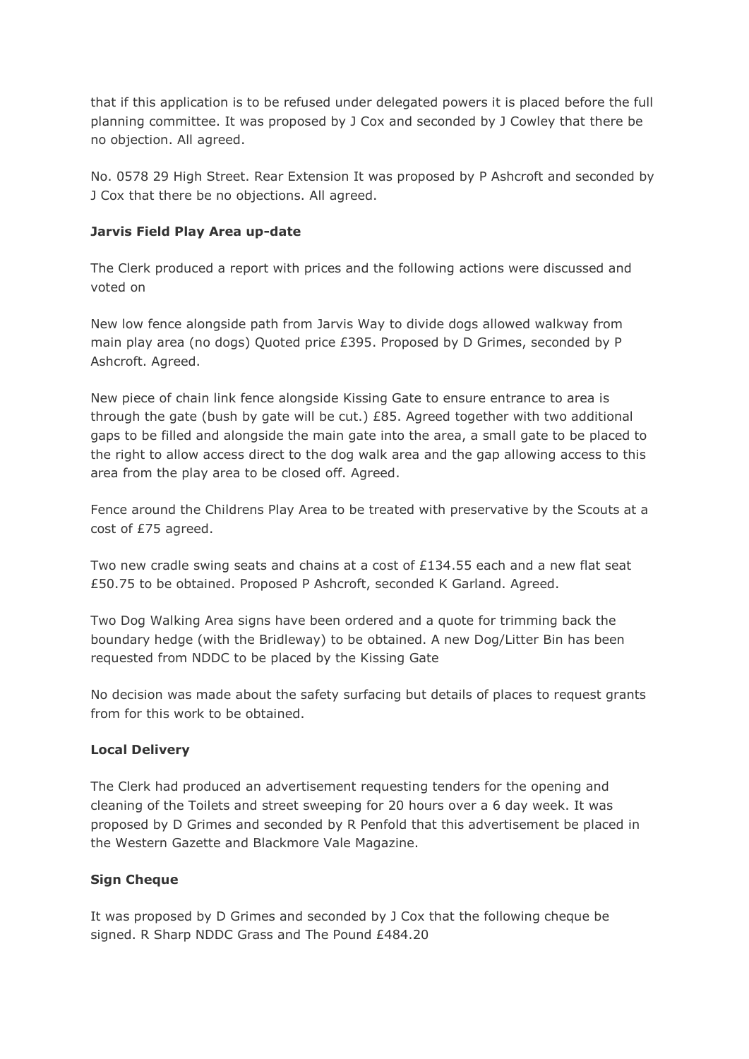that if this application is to be refused under delegated powers it is placed before the full planning committee. It was proposed by J Cox and seconded by J Cowley that there be no objection. All agreed.

No. 0578 29 High Street. Rear Extension It was proposed by P Ashcroft and seconded by J Cox that there be no objections. All agreed.

**Jarvis Field Play Area up-date**

The Clerk produced a report with prices and the following actions were discussed and voted on

New low fence alongside path from Jarvis Way to divide dogs allowed walkway from main play area (no dogs) Quoted price £395. Proposed by D Grimes, seconded by P Ashcroft. Agreed.

New piece of chain link fence alongside Kissing Gate to ensure entrance to area is through the gate (bush by gate will be cut.) £85. Agreed together with two additional gaps to be filled and alongside the main gate into the area, a small gate to be placed to the right to allow access direct to the dog walk area and the gap allowing access to this area from the play area to be closed off. Agreed.

Fence around the Childrens Play Area to be treated with preservative by the Scouts at a cost of £75 agreed.

Two new cradle swing seats and chains at a cost of £134.55 each and a new flat seat £50.75 to be obtained. Proposed P Ashcroft, seconded K Garland. Agreed.

Two Dog Walking Area signs have been ordered and a quote for trimming back the boundary hedge (with the Bridleway) to be obtained. A new Dog/Litter Bin has been requested from NDDC to be placed by the Kissing Gate

No decision was made about the safety surfacing but details of places to request grants from for this work to be obtained.

**Local Delivery**

The Clerk had produced an advertisement requesting tenders for the opening and cleaning of the Toilets and street sweeping for 20 hours over a 6 day week. It was proposed by D Grimes and seconded by R Penfold that this advertisement be placed in the Western Gazette and Blackmore Vale Magazine.

**Sign Cheque**

It was proposed by D Grimes and seconded by J Cox that the following cheque be signed. R Sharp NDDC Grass and The Pound £484.20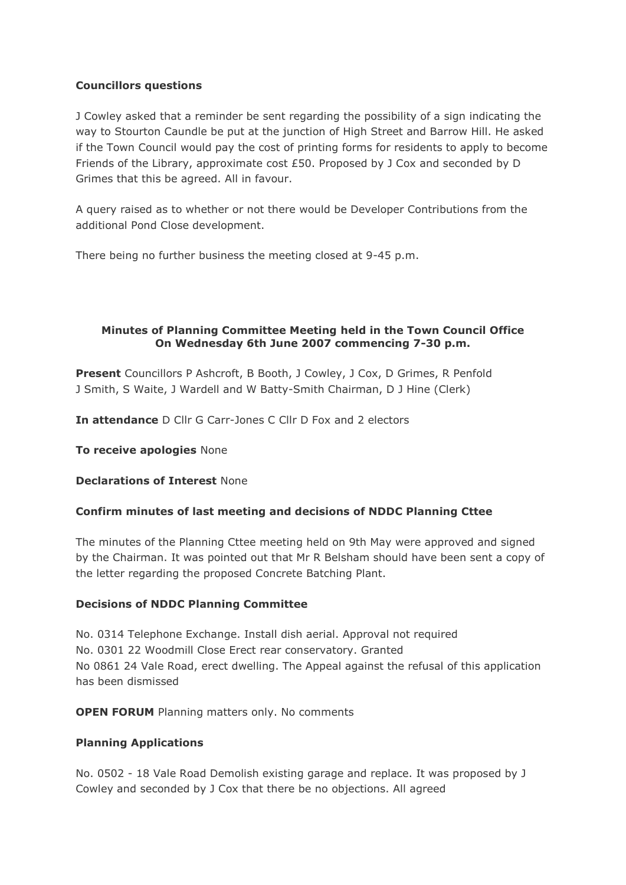**Councillors questions**

J Cowley asked that a reminder be sent regarding the possibility of a sign indicating the way to Stourton Caundle be put at the junction of High Street and Barrow Hill. He asked if the Town Council would pay the cost of printing forms for residents to apply to become Friends of the Library, approximate cost £50. Proposed by J Cox and seconded by D Grimes that this be agreed. All in favour.

A query raised as to whether or not there would be Developer Contributions from the additional Pond Close development.

There being no further business the meeting closed at 9-45 p.m.

**Minutes of Planning Committee Meeting held in the Town Council Office On Wednesday 6th June 2007 commencing 7-30 p.m.**

**Present** Councillors P Ashcroft, B Booth, J Cowley, J Cox, D Grimes, R Penfold J Smith, S Waite, J Wardell and W Batty-Smith Chairman, D J Hine (Clerk)

**In attendance** D Cllr G Carr-Jones C Cllr D Fox and 2 electors

**To receive apologies** None

**Declarations of Interest** None

**Confirm minutes of last meeting and decisions of NDDC Planning Cttee**

The minutes of the Planning Cttee meeting held on 9th May were approved and signed by the Chairman. It was pointed out that Mr R Belsham should have been sent a copy of the letter regarding the proposed Concrete Batching Plant.

**Decisions of NDDC Planning Committee**

No. 0314 Telephone Exchange. Install dish aerial. Approval not required
No. 0301 22 Woodmill Close Erect rear conservatory. Granted
No 0861 24 Vale Road, erect dwelling. The Appeal against the refusal of this application has been dismissed

**OPEN FORUM** Planning matters only. No comments

**Planning Applications**

No. 0502 - 18 Vale Road Demolish existing garage and replace. It was proposed by J Cowley and seconded by J Cox that there be no objections. All agreed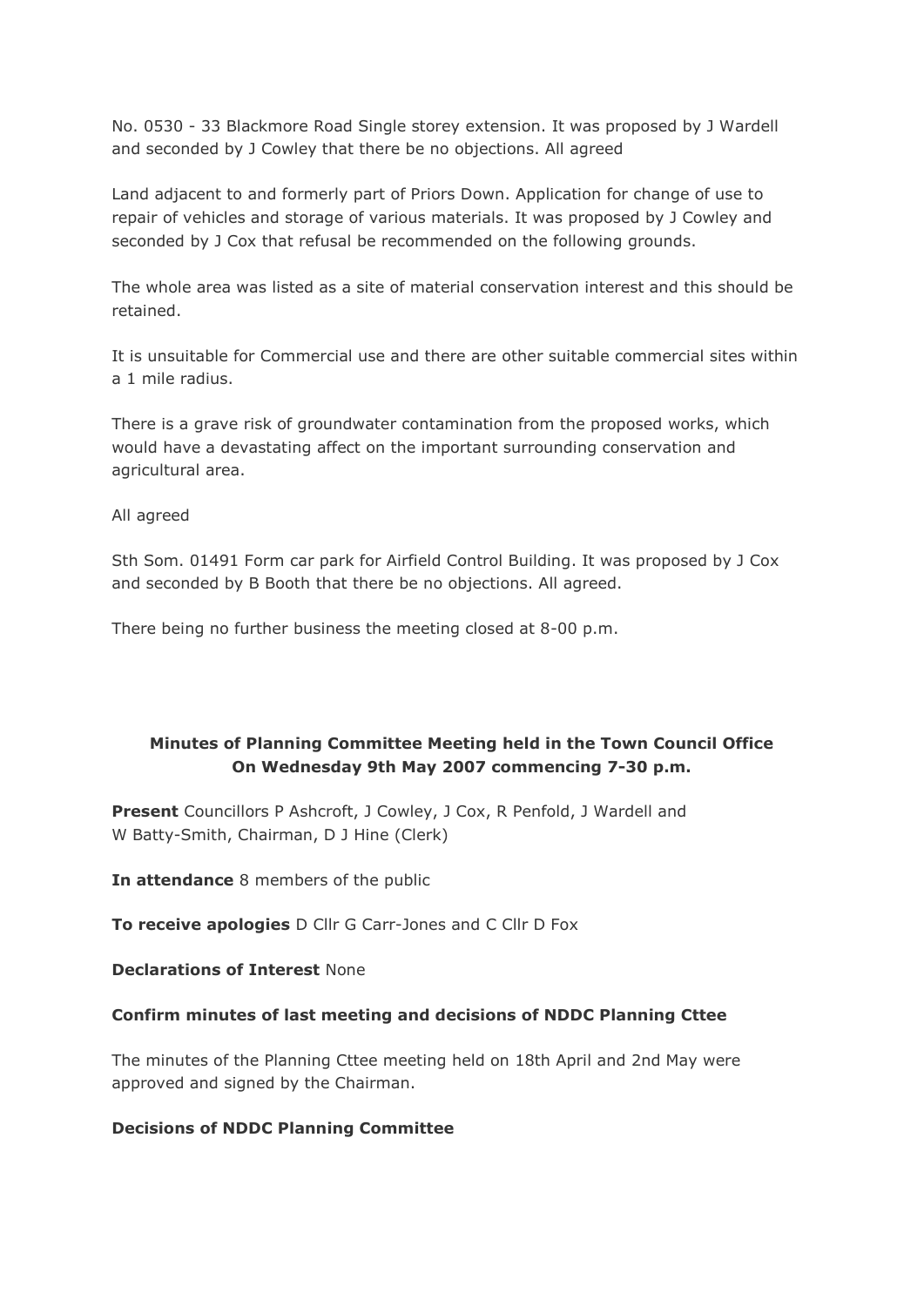No. 0530 - 33 Blackmore Road Single storey extension. It was proposed by J Wardell and seconded by J Cowley that there be no objections. All agreed

Land adjacent to and formerly part of Priors Down. Application for change of use to repair of vehicles and storage of various materials. It was proposed by J Cowley and seconded by J Cox that refusal be recommended on the following grounds.

The whole area was listed as a site of material conservation interest and this should be retained.

It is unsuitable for Commercial use and there are other suitable commercial sites within a 1 mile radius.

There is a grave risk of groundwater contamination from the proposed works, which would have a devastating affect on the important surrounding conservation and agricultural area.

All agreed

Sth Som. 01491 Form car park for Airfield Control Building. It was proposed by J Cox and seconded by B Booth that there no objections. All agreed.

There being no further business the meeting closed at 8-00 p.m.

## Minutes of Planning Committee Meeting held in the Town Council Office On Wednesday 9th May 2007 commencing 7-30 p.m.

**Present** Councillors P Ashcroft, J Cowley, J Cox, R Penfold, J Wardell and W Batty-Smith, Chairman, D J Hine (Clerk)

**In attendance** 8 members of the public

**To receive apologies** D Cllr G Carr-Jones and C Cllr D Fox

**Declarations of Interest** None

**Confirm minutes of last meeting and decisions of NDDC Planning Cttee**

The minutes of the Planning Cttee meeting held on 18th April and 2nd May were approved and signed by the Chairman.

**Decisions of NDDC Planning Committee**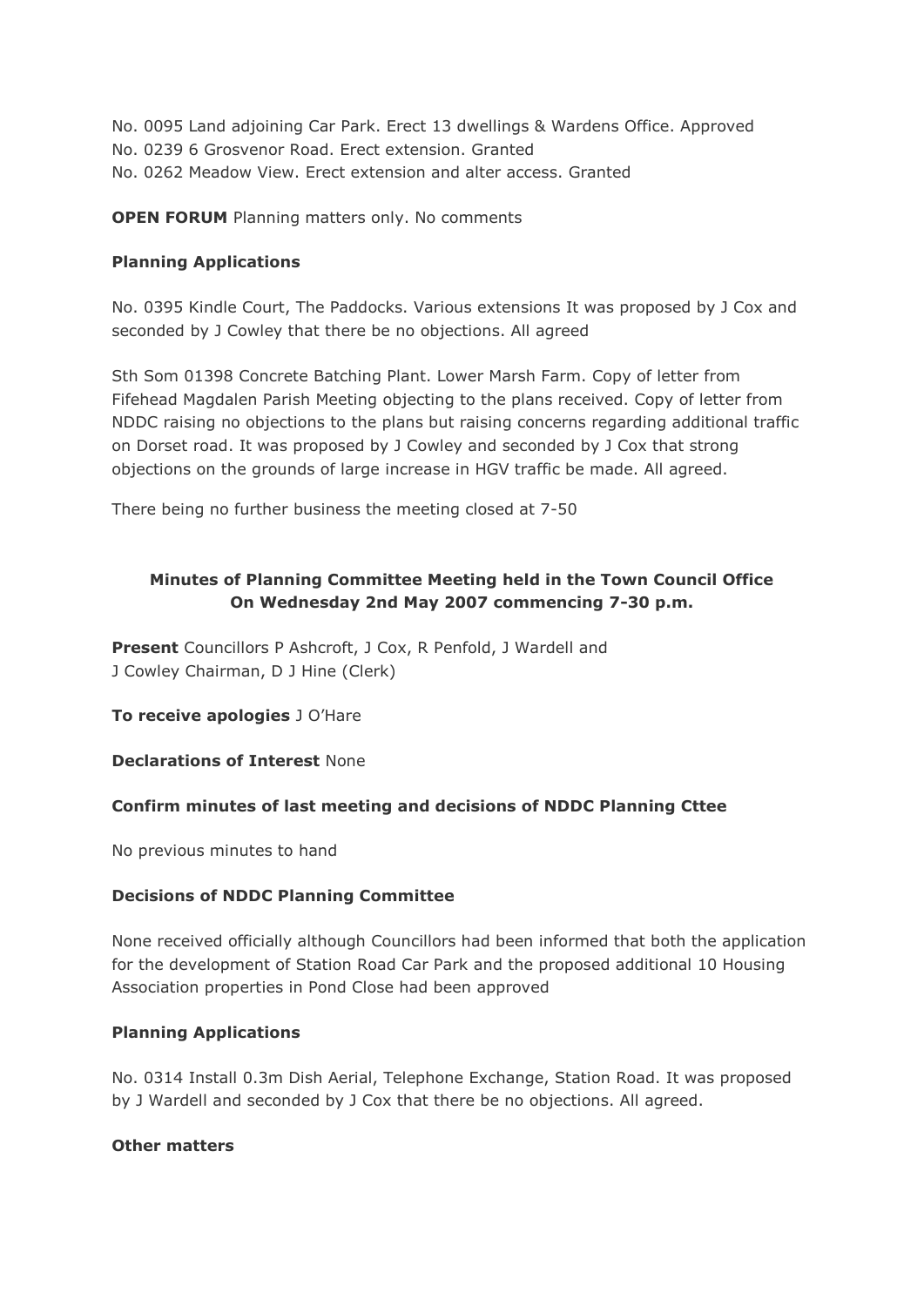No. 0095 Land adjoining Car Park. Erect 13 dwellings & Wardens Office. Approved
No. 0239 6 Grosvenor Road. Erect extension. Granted
No. 0262 Meadow View. Erect extension and alter access. Granted

**OPEN FORUM** Planning matters only. No comments

**Planning Applications**

No. 0395 Kindle Court, The Paddocks. Various extensions It was proposed by J Cox and seconded by J Cowley that there be no objections. All agreed

Sth Som 01398 Concrete Batching Plant. Lower Marsh Farm. Copy of letter from Fifehead Magdalen Parish Meeting objecting to the plans received. Copy of letter from NDDC raising no objections to the plans but raising concerns regarding additional traffic on Dorset road. It was proposed by J Cowley and seconded by J Cox that strong objections on the grounds of large increase in HGV traffic be made. All agreed.

There being no further business the meeting closed at 7-50

## Minutes of Planning Committee Meeting held in the Town Council Office On Wednesday 2nd May 2007 commencing 7-30 p.m.

**Present** Councillors P Ashcroft, J Cox, R Penfold, J Wardell and J Cowley Chairman, D J Hine (Clerk)

**To receive apologies** J O'Hare

**Declarations of Interest** None

**Confirm minutes of last meeting and decisions of NDDC Planning Cttee**

No previous minutes to hand

**Decisions of NDDC Planning Committee**

None received officially although Councillors had been informed that both the application for the development of Station Road Car Park and the proposed additional 10 Housing Association properties in Pond Close had been approved

**Planning Applications**

No. 0314 Install 0.3m Dish Aerial, Telephone Exchange, Station Road. It was proposed by J Wardell and seconded by J Cox that there be no objections. All agreed.

**Other matters**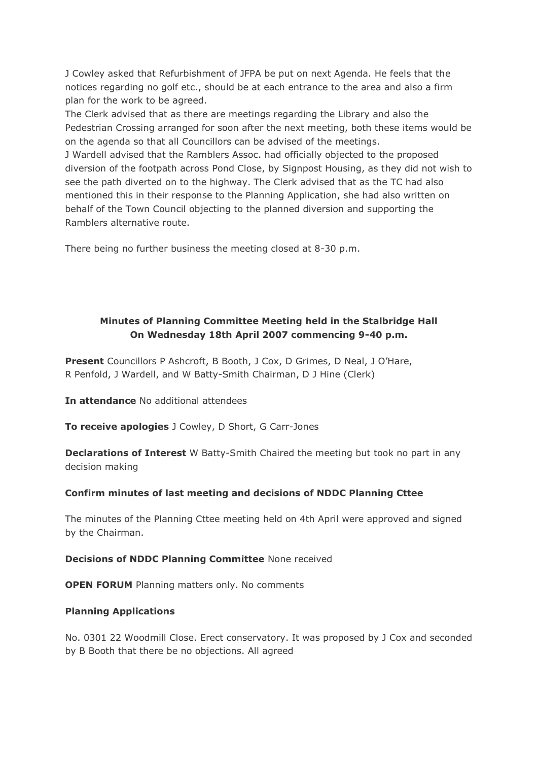J Cowley asked that Refurbishment of JFPA be put on next Agenda. He feels that the notices regarding no golf etc., should be at each entrance to the area and also a firm plan for the work to be agreed.
The Clerk advised that as there are meetings regarding the Library and also the Pedestrian Crossing arranged for soon after the next meeting, both these items would be on the agenda so that all Councillors can be advised of the meetings.
J Wardell advised that the Ramblers Assoc. had officially objected to the proposed diversion of the footpath across Pond Close, by Signpost Housing, as they did not wish to see the path diverted on to the highway. The Clerk advised that as the TC had also mentioned this in their response to the Planning Application, she had also written on behalf of the Town Council objecting to the planned diversion and supporting the Ramblers alternative route.

There being no further business the meeting closed at 8-30 p.m.

## Minutes of Planning Committee Meeting held in the Stalbridge Hall On Wednesday 18th April 2007 commencing 9-40 p.m.

**Present** Councillors P Ashcroft, B Booth, J Cox, D Grimes, D Neal, J O'Hare, R Penfold, J Wardell, and W Batty-Smith Chairman, D J Hine (Clerk)

**In attendance** No additional attendees

**To receive apologies** J Cowley, D Short, G Carr-Jones

**Declarations of Interest** W Batty-Smith Chaired the meeting but took no part in any decision making

**Confirm minutes of last meeting and decisions of NDDC Planning Cttee**

The minutes of the Planning Cttee meeting held on 4th April were approved and signed by the Chairman.

**Decisions of NDDC Planning Committee** None received

**OPEN FORUM** Planning matters only. No comments

**Planning Applications**

No. 0301 22 Woodmill Close. Erect conservatory. It was proposed by J Cox and seconded by B Booth that there be no objections. All agreed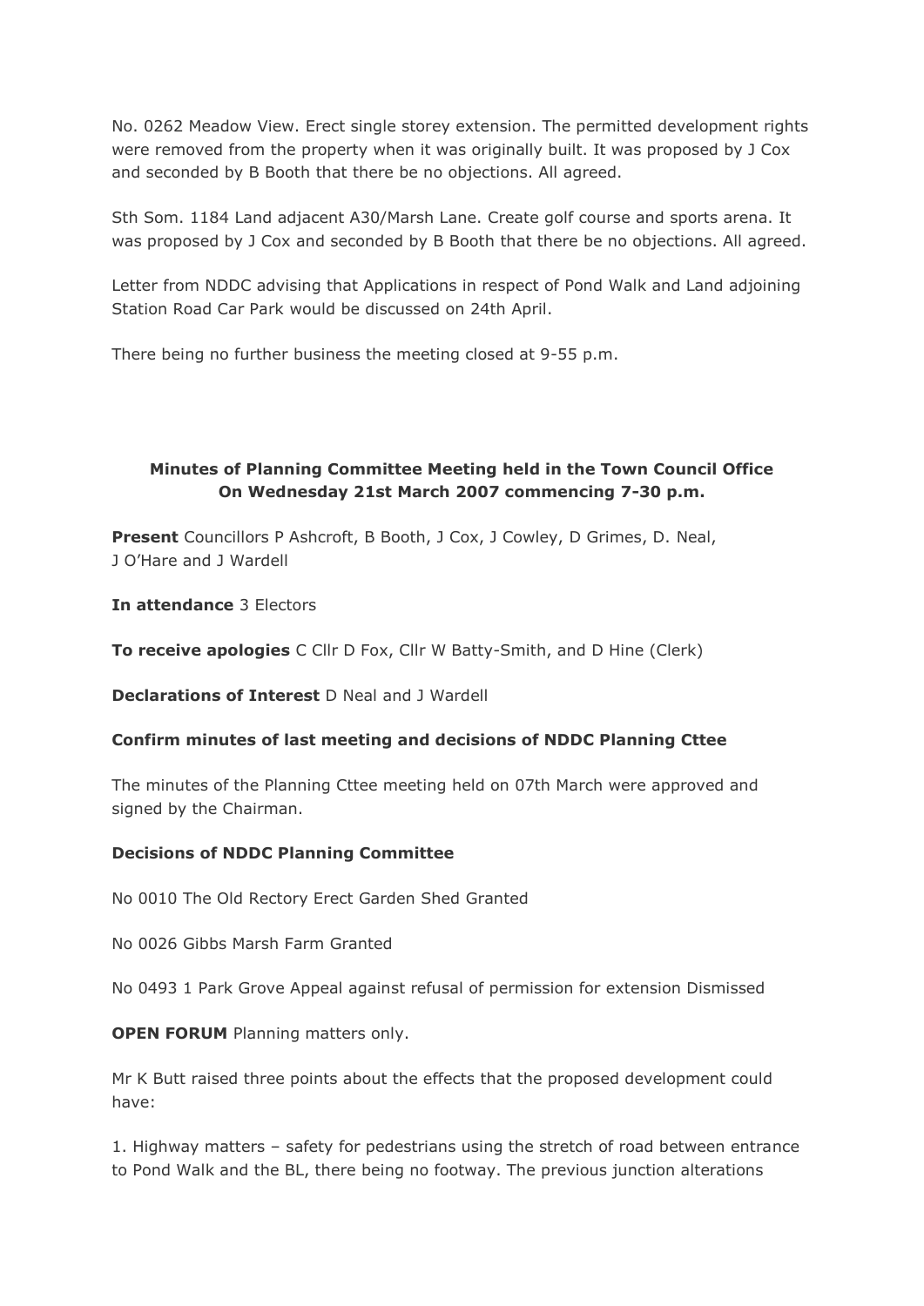No. 0262 Meadow View. Erect single storey extension. The permitted development rights were removed from the property when it was originally built. It was proposed by J Cox and seconded by B Booth that there be no objections. All agreed.

Sth Som. 1184 Land adjacent A30/Marsh Lane. Create golf course and sports arena. It was proposed by J Cox and seconded by B Booth that there be no objections. All agreed.

Letter from NDDC advising that Applications in respect of Pond Walk and Land adjoining Station Road Car Park would be discussed on 24th April.

There being no further business the meeting closed at 9-55 p.m.

## Minutes of Planning Committee Meeting held in the Town Council Office On Wednesday 21st March 2007 commencing 7-30 p.m.

**Present** Councillors P Ashcroft, B Booth, J Cox, J Cowley, D Grimes, D. Neal, J O'Hare and J Wardell

**In attendance** 3 Electors

**To receive apologies** C Cllr D Fox, Cllr W Batty-Smith, and D Hine (Clerk)

**Declarations of Interest** D Neal and J Wardell

**Confirm minutes of last meeting and decisions of NDDC Planning Cttee**

The minutes of the Planning Cttee meeting held on 07th March were approved and signed by the Chairman.

**Decisions of NDDC Planning Committee**

No 0010 The Old Rectory Erect Garden Shed Granted

No 0026 Gibbs Marsh Farm Granted

No 0493 1 Park Grove Appeal against refusal of permission for extension Dismissed

**OPEN FORUM** Planning matters only.

Mr K Butt raised three points about the effects that the proposed development could have:

1. Highway matters – safety for pedestrians using the stretch of road between entrance to Pond Walk and the BL, there being no footway. The previous junction alterations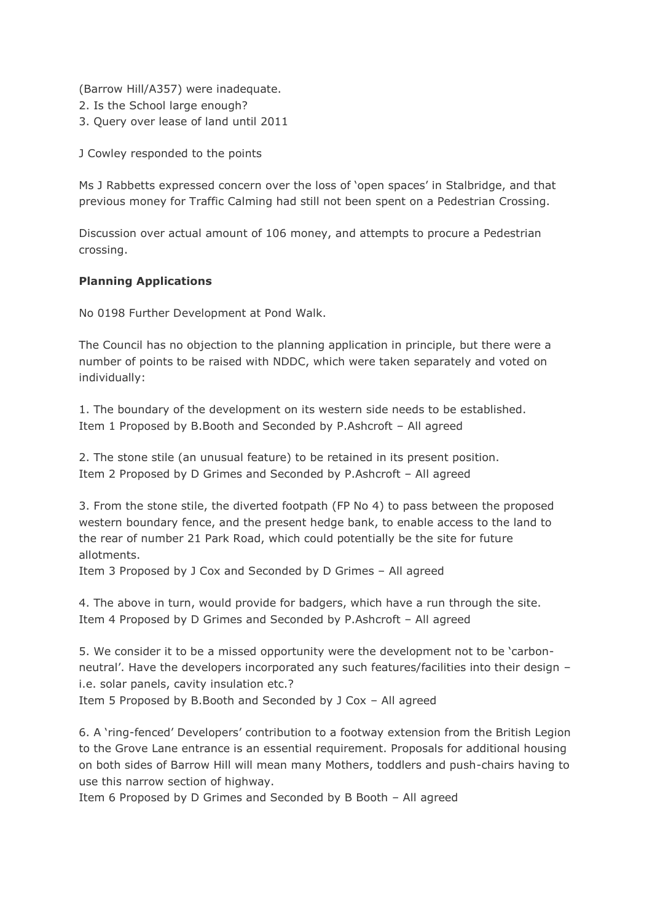(Barrow Hill/A357) were inadequate.
2. Is the School large enough?
3. Query over lease of land until 2011

J Cowley responded to the points

Ms J Rabbetts expressed concern over the loss of 'open spaces' in Stalbridge, and that previous money for Traffic Calming had still not been spent on a Pedestrian Crossing.

Discussion over actual amount of 106 money, and attempts to procure a Pedestrian crossing.

**Planning Applications**

No 0198 Further Development at Pond Walk.

The Council has no objection to the planning application in principle, but there were a number of points to be raised with NDDC, which were taken separately and voted on individually:

1. The boundary of the development on its western side needs to be established.
Item 1 Proposed by B.Booth and Seconded by P.Ashcroft – All agreed

2. The stone stile (an unusual feature) to be retained in its present position.
Item 2 Proposed by D Grimes and Seconded by P.Ashcroft – All agreed

3. From the stone stile, the diverted footpath (FP No 4) to pass between the proposed western boundary fence, and the present hedge bank, to enable access to the land to the rear of number 21 Park Road, which could potentially be the site for future allotments.
Item 3 Proposed by J Cox and Seconded by D Grimes – All agreed

4. The above in turn, would provide for badgers, which have a run through the site.
Item 4 Proposed by D Grimes and Seconded by P.Ashcroft – All agreed

5. We consider it to be a missed opportunity were the development not to be 'carbon-neutral'. Have the developers incorporated any such features/facilities into their design – i.e. solar panels, cavity insulation etc.?
Item 5 Proposed by B.Booth and Seconded by J Cox – All agreed

6. A 'ring-fenced' Developers' contribution to a footway extension from the British Legion to the Grove Lane entrance is an essential requirement. Proposals for additional housing on both sides of Barrow Hill will mean many Mothers, toddlers and push-chairs having to use this narrow section of highway.
Item 6 Proposed by D Grimes and Seconded by B Booth – All agreed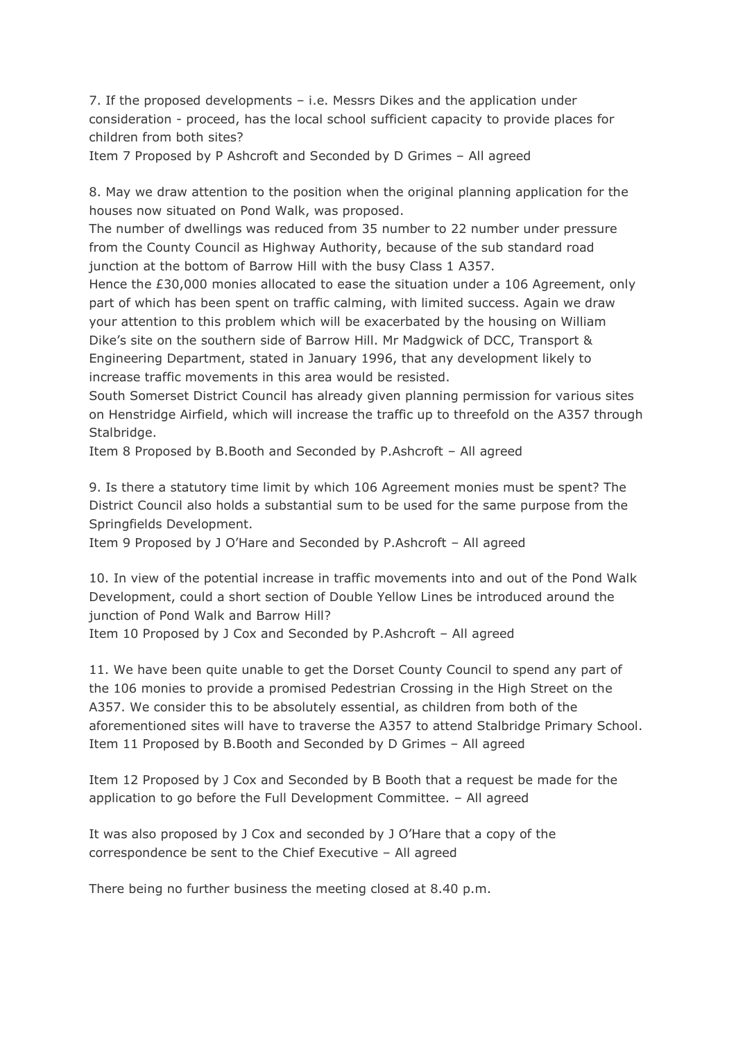7. If the proposed developments – i.e. Messrs Dikes and the application under consideration - proceed, has the local school sufficient capacity to provide places for children from both sites?
Item 7 Proposed by P Ashcroft and Seconded by D Grimes – All agreed

8. May we draw attention to the position when the original planning application for the houses now situated on Pond Walk, was proposed.
The number of dwellings was reduced from 35 number to 22 number under pressure from the County Council as Highway Authority, because of the sub standard road junction at the bottom of Barrow Hill with the busy Class 1 A357.
Hence the £30,000 monies allocated to ease the situation under a 106 Agreement, only part of which has been spent on traffic calming, with limited success. Again we draw your attention to this problem which will be exacerbated by the housing on William Dike's site on the southern side of Barrow Hill. Mr Madgwick of DCC, Transport & Engineering Department, stated in January 1996, that any development likely to increase traffic movements in this area would be resisted.
South Somerset District Council has already given planning permission for various sites on Henstridge Airfield, which will increase the traffic up to threefold on the A357 through Stalbridge.
Item 8 Proposed by B.Booth and Seconded by P.Ashcroft – All agreed

9. Is there a statutory time limit by which 106 Agreement monies must be spent? The District Council also holds a substantial sum to be used for the same purpose from the Springfields Development.
Item 9 Proposed by J O'Hare and Seconded by P.Ashcroft – All agreed

10. In view of the potential increase in traffic movements into and out of the Pond Walk Development, could a short section of Double Yellow Lines be introduced around the junction of Pond Walk and Barrow Hill?
Item 10 Proposed by J Cox and Seconded by P.Ashcroft – All agreed

11. We have been quite unable to get the Dorset County Council to spend any part of the 106 monies to provide a promised Pedestrian Crossing in the High Street on the A357. We consider this to be absolutely essential, as children from both of the aforementioned sites will have to traverse the A357 to attend Stalbridge Primary School.
Item 11 Proposed by B.Booth and Seconded by D Grimes – All agreed

Item 12 Proposed by J Cox and Seconded by B Booth that a request be made for the application to go before the Full Development Committee. – All agreed

It was also proposed by J Cox and seconded by J O'Hare that a copy of the correspondence be sent to the Chief Executive – All agreed

There being no further business the meeting closed at 8.40 p.m.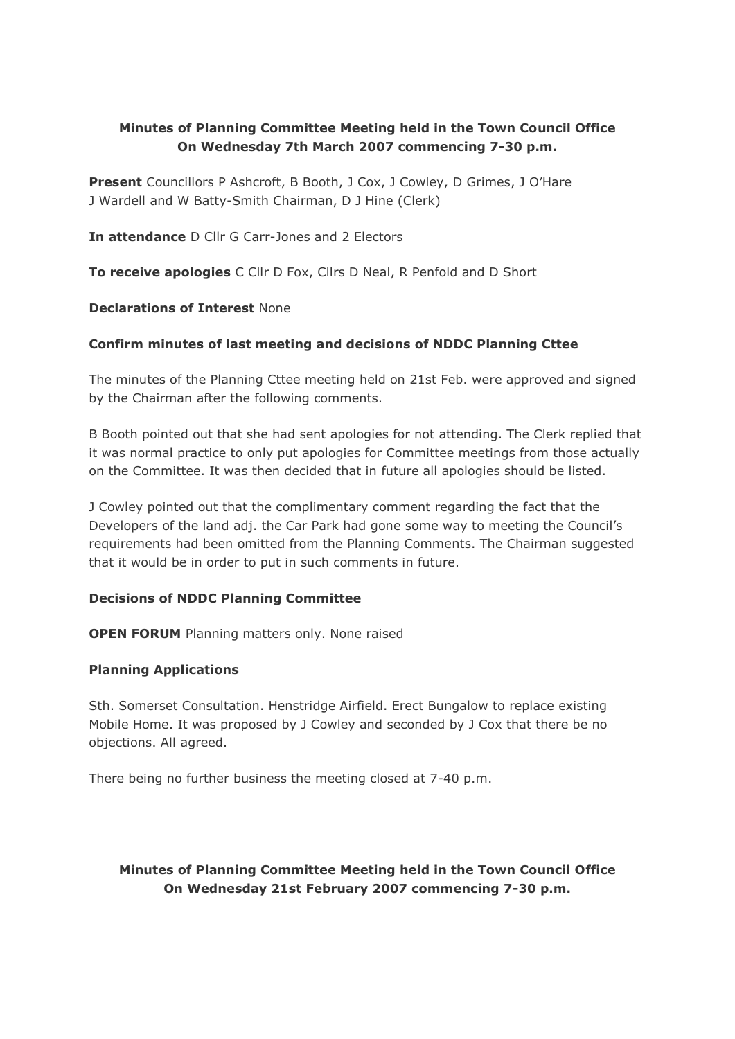**Minutes of Planning Committee Meeting held in the Town Council Office On Wednesday 7th March 2007 commencing 7-30 p.m.**

**Present** Councillors P Ashcroft, B Booth, J Cox, J Cowley, D Grimes, J O'Hare J Wardell and W Batty-Smith Chairman, D J Hine (Clerk)

**In attendance** D Cllr G Carr-Jones and 2 Electors

**To receive apologies** C Cllr D Fox, Cllrs D Neal, R Penfold and D Short

**Declarations of Interest** None

**Confirm minutes of last meeting and decisions of NDDC Planning Cttee**

The minutes of the Planning Cttee meeting held on 21st Feb. were approved and signed by the Chairman after the following comments.

B Booth pointed out that she had sent apologies for not attending. The Clerk replied that it was normal practice to only put apologies for Committee meetings from those actually on the Committee. It was then decided that in future all apologies should be listed.

J Cowley pointed out that the complimentary comment regarding the fact that the Developers of the land adj. the Car Park had gone some way to meeting the Council's requirements had been omitted from the Planning Comments. The Chairman suggested that it would be in order to put in such comments in future.

**Decisions of NDDC Planning Committee**

**OPEN FORUM** Planning matters only. None raised

**Planning Applications**

Sth. Somerset Consultation. Henstridge Airfield. Erect Bungalow to replace existing Mobile Home. It was proposed by J Cowley and seconded by J Cox that there be no objections. All agreed.

There being no further business the meeting closed at 7-40 p.m.

**Minutes of Planning Committee Meeting held in the Town Council Office On Wednesday 21st February 2007 commencing 7-30 p.m.**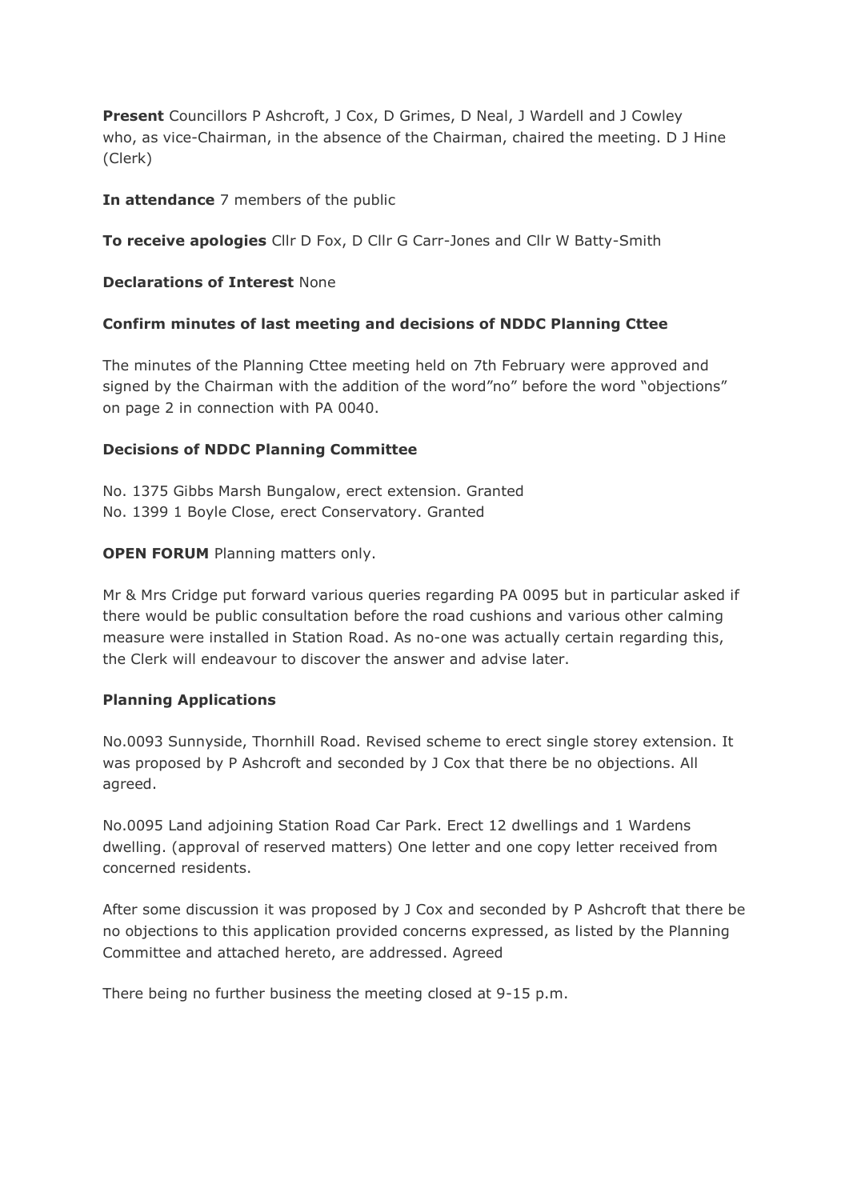**Present** Councillors P Ashcroft, J Cox, D Grimes, D Neal, J Wardell and J Cowley who, as vice-Chairman, in the absence of the Chairman, chaired the meeting. D J Hine (Clerk)

**In attendance** 7 members of the public

**To receive apologies** Cllr D Fox, D Cllr G Carr-Jones and Cllr W Batty-Smith

**Declarations of Interest** None

**Confirm minutes of last meeting and decisions of NDDC Planning Cttee**

The minutes of the Planning Cttee meeting held on 7th February were approved and signed by the Chairman with the addition of the word"no" before the word "objections" on page 2 in connection with PA 0040.

**Decisions of NDDC Planning Committee**

No. 1375 Gibbs Marsh Bungalow, erect extension. Granted
No. 1399 1 Boyle Close, erect Conservatory. Granted

**OPEN FORUM** Planning matters only.

Mr & Mrs Cridge put forward various queries regarding PA 0095 but in particular asked if there would be public consultation before the road cushions and various other calming measure were installed in Station Road. As no-one was actually certain regarding this, the Clerk will endeavour to discover the answer and advise later.

**Planning Applications**

No.0093 Sunnyside, Thornhill Road. Revised scheme to erect single storey extension. It was proposed by P Ashcroft and seconded by J Cox that there be no objections. All agreed.

No.0095 Land adjoining Station Road Car Park. Erect 12 dwellings and 1 Wardens dwelling. (approval of reserved matters) One letter and one copy letter received from concerned residents.

After some discussion it was proposed by J Cox and seconded by P Ashcroft that there be no objections to this application provided concerns expressed, as listed by the Planning Committee and attached hereto, are addressed. Agreed

There being no further business the meeting closed at 9-15 p.m.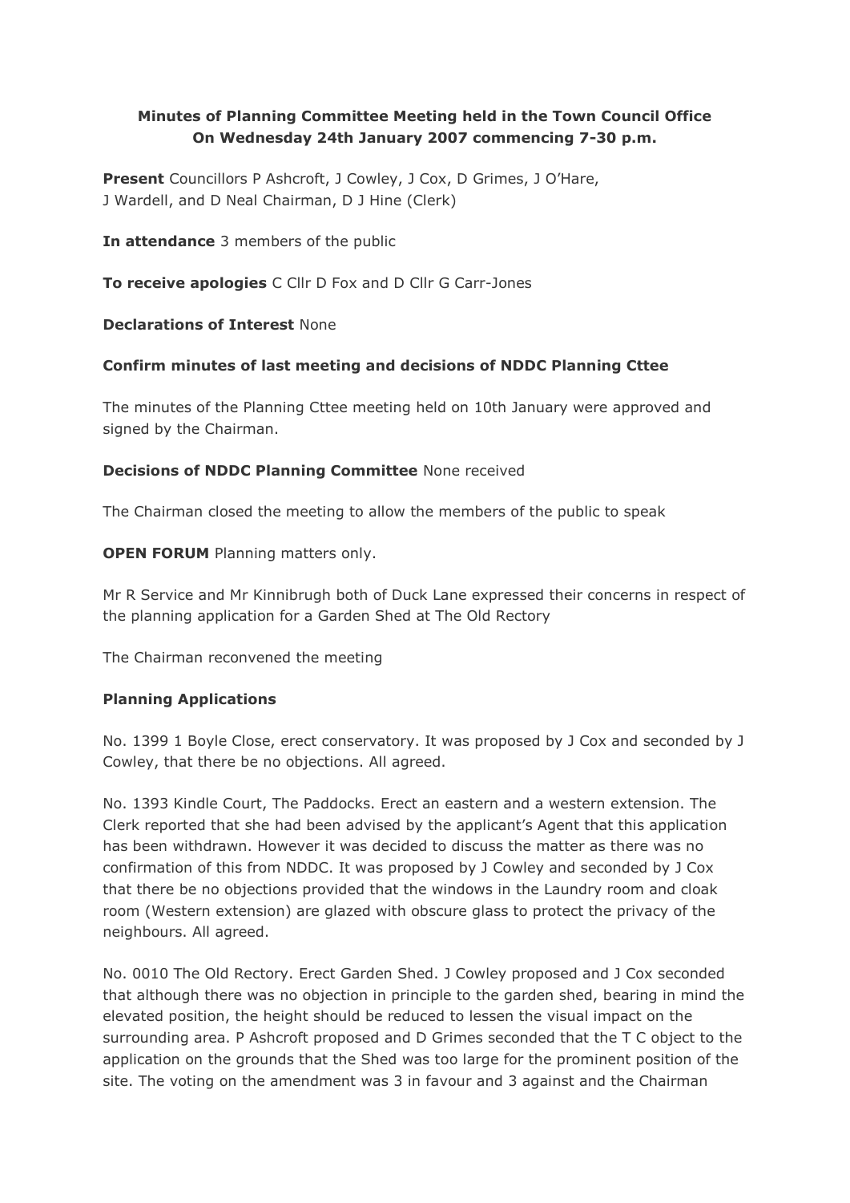**Minutes of Planning Committee Meeting held in the Town Council Office On Wednesday 24th January 2007 commencing 7-30 p.m.**

**Present** Councillors P Ashcroft, J Cowley, J Cox, D Grimes, J O'Hare, J Wardell, and D Neal Chairman, D J Hine (Clerk)

**In attendance** 3 members of the public

**To receive apologies** C Cllr D Fox and D Cllr G Carr-Jones

**Declarations of Interest** None

**Confirm minutes of last meeting and decisions of NDDC Planning Cttee**

The minutes of the Planning Cttee meeting held on 10th January were approved and signed by the Chairman.

**Decisions of NDDC Planning Committee** None received

The Chairman closed the meeting to allow the members of the public to speak

**OPEN FORUM** Planning matters only.

Mr R Service and Mr Kinnibrugh both of Duck Lane expressed their concerns in respect of the planning application for a Garden Shed at The Old Rectory

The Chairman reconvened the meeting

**Planning Applications**

No. 1399 1 Boyle Close, erect conservatory. It was proposed by J Cox and seconded by J Cowley, that there be no objections. All agreed.

No. 1393 Kindle Court, The Paddocks. Erect an eastern and a western extension. The Clerk reported that she had been advised by the applicant's Agent that this application has been withdrawn. However it was decided to discuss the matter as there was no confirmation of this from NDDC. It was proposed by J Cowley and seconded by J Cox that there be no objections provided that the windows in the Laundry room and cloak room (Western extension) are glazed with obscure glass to protect the privacy of the neighbours. All agreed.

No. 0010 The Old Rectory. Erect Garden Shed. J Cowley proposed and J Cox seconded that although there was no objection in principle to the garden shed, bearing in mind the elevated position, the height should be reduced to lessen the visual impact on the surrounding area. P Ashcroft proposed and D Grimes seconded that the T C object to the application on the grounds that the Shed was too large for the prominent position of the site. The voting on the amendment was 3 in favour and 3 against and the Chairman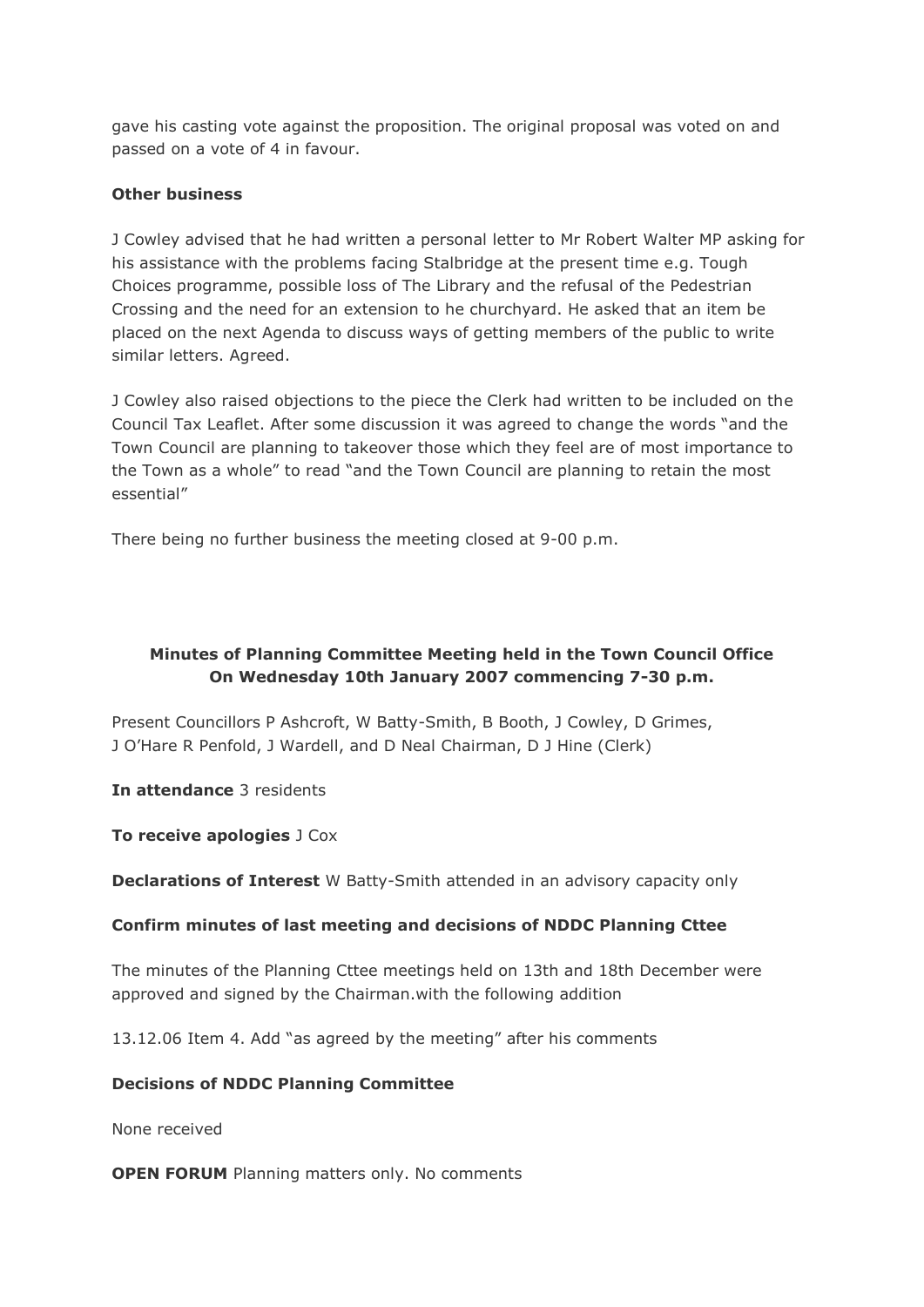gave his casting vote against the proposition. The original proposal was voted on and passed on a vote of 4 in favour.

**Other business**

J Cowley advised that he had written a personal letter to Mr Robert Walter MP asking for his assistance with the problems facing Stalbridge at the present time e.g. Tough Choices programme, possible loss of The Library and the refusal of the Pedestrian Crossing and the need for an extension to he churchyard. He asked that an item be placed on the next Agenda to discuss ways of getting members of the public to write similar letters. Agreed.

J Cowley also raised objections to the piece the Clerk had written to be included on the Council Tax Leaflet. After some discussion it was agreed to change the words "and the Town Council are planning to takeover those which they feel are of most importance to the Town as a whole" to read "and the Town Council are planning to retain the most essential"

There being no further business the meeting closed at 9-00 p.m.

## Minutes of Planning Committee Meeting held in the Town Council Office On Wednesday 10th January 2007 commencing 7-30 p.m.

Present Councillors P Ashcroft, W Batty-Smith, B Booth, J Cowley, D Grimes, J O'Hare R Penfold, J Wardell, and D Neal Chairman, D J Hine (Clerk)

**In attendance** 3 residents

**To receive apologies** J Cox

**Declarations of Interest** W Batty-Smith attended in an advisory capacity only

**Confirm minutes of last meeting and decisions of NDDC Planning Cttee**

The minutes of the Planning Cttee meetings held on 13th and 18th December were approved and signed by the Chairman.with the following addition

13.12.06 Item 4. Add "as agreed by the meeting" after his comments

**Decisions of NDDC Planning Committee**

None received

**OPEN FORUM** Planning matters only. No comments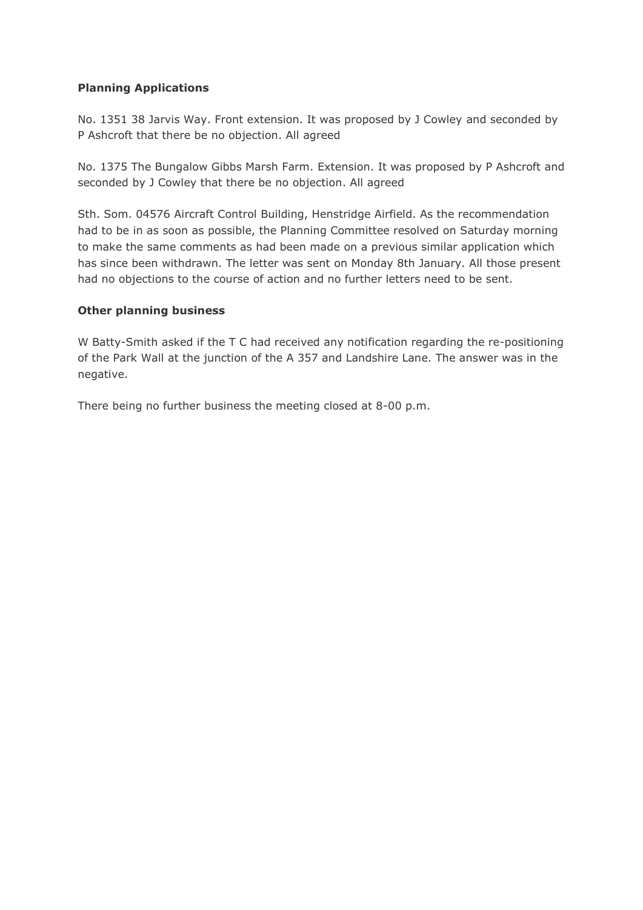**Planning Applications**

No. 1351 38 Jarvis Way. Front extension. It was proposed by J Cowley and seconded by P Ashcroft that there be no objection. All agreed

No. 1375 The Bungalow Gibbs Marsh Farm. Extension. It was proposed by P Ashcroft and seconded by J Cowley that there be no objection. All agreed

Sth. Som. 04576 Aircraft Control Building, Henstridge Airfield. As the recommendation had to be in as soon as possible, the Planning Committee resolved on Saturday morning to make the same comments as had been made on a previous similar application which has since been withdrawn. The letter was sent on Monday 8th January. All those present had no objections to the course of action and no further letters need to be sent.

**Other planning business**

W Batty-Smith asked if the T C had received any notification regarding the re-positioning of the Park Wall at the junction of the A 357 and Landshire Lane. The answer was in the negative.

There being no further business the meeting closed at 8-00 p.m.